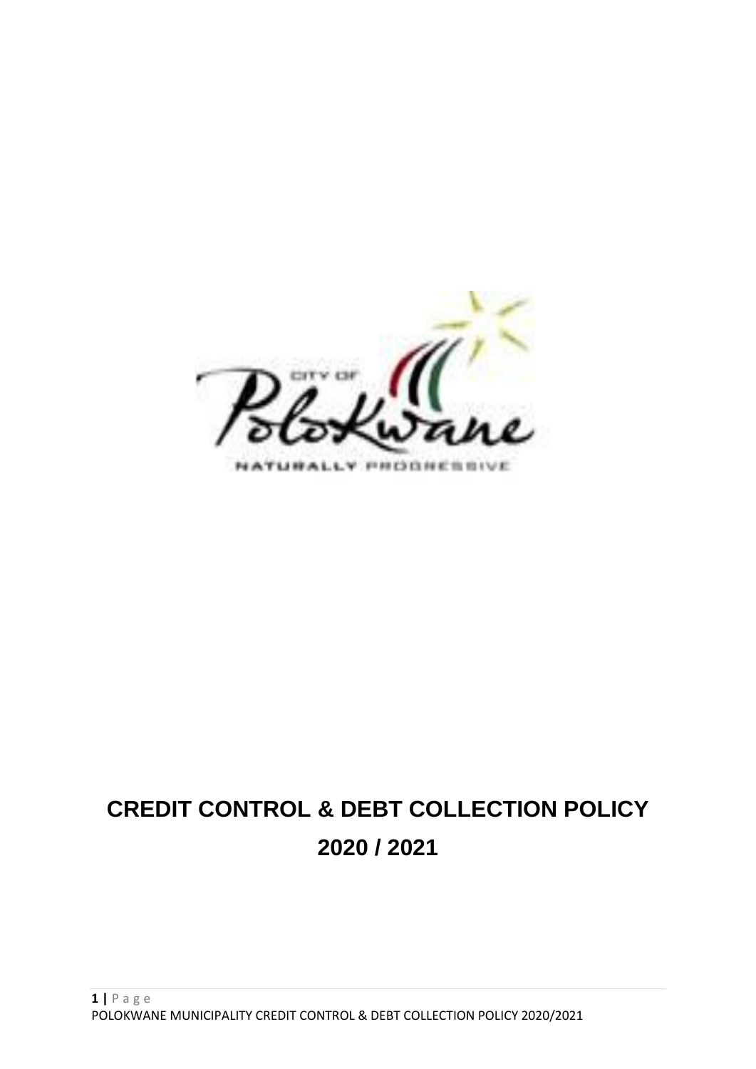# CREDIT CONTROL & DEBT COLLECTION POLICY 2020 / 2021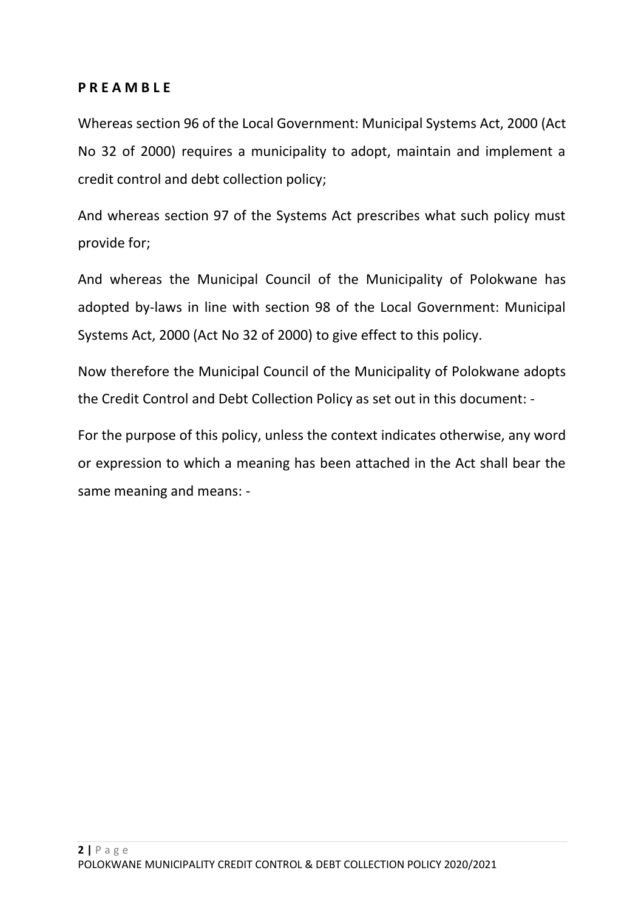**P R E A M B L E**

Whereas section 96 of the Local Government: Municipal Systems Act, 2000 (Act No 32 of 2000) requires a municipality to adopt, maintain and implement a credit control and debt collection policy;

And whereas section 97 of the Systems Act prescribes what such policy must provide for;

And whereas the Municipal Council of the Municipality of Polokwane has adopted by-laws in line with section 98 of the Local Government: Municipal Systems Act, 2000 (Act No 32 of 2000) to give effect to this policy.

Now therefore the Municipal Council of the Municipality of Polokwane adopts the Credit Control and Debt Collection Policy as set out in this document: -

For the purpose of this policy, unless the context indicates otherwise, any word or expression to which a meaning has been attached in the Act shall bear the same meaning and means: -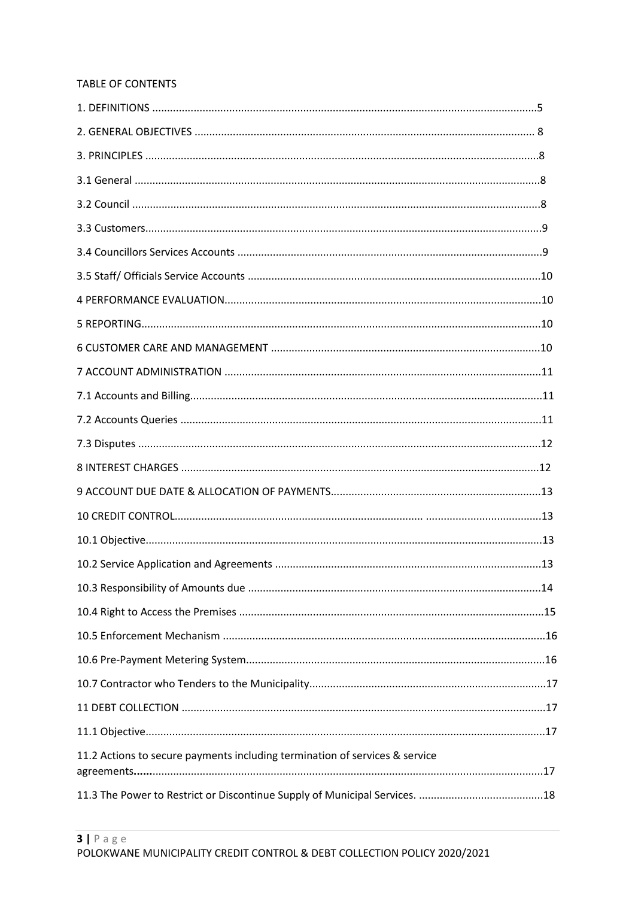TABLE OF CONTENTS

1. DEFINITIONS ....................................................................................................................5

2. GENERAL OBJECTIVES .................................................................................................... 8

3. PRINCIPLES .......................................................................................................................8

3.1 General ...........................................................................................................................8

3.2 Council ...........................................................................................................................8

3.3 Customers.......................................................................................................................9

3.4 Councillors Services Accounts .......................................................................................9

3.5 Staff/ Officials Service Accounts ...................................................................................10

4 PERFORMANCE EVALUATION...........................................................................................10

5 REPORTING.......................................................................................................................10

6 CUSTOMER CARE AND MANAGEMENT ..........................................................................10

7 ACCOUNT ADMINISTRATION ..........................................................................................11

7.1 Accounts and Billing.......................................................................................................11

7.2 Accounts Queries ..........................................................................................................11

7.3 Disputes .........................................................................................................................12

8 INTEREST CHARGES .........................................................................................................12

9 ACCOUNT DUE DATE & ALLOCATION OF PAYMENTS.......................................................13

10 CREDIT CONTROL..........................................................................................................13

10.1 Objective.......................................................................................................................13

10.2 Service Application and Agreements ..........................................................................13

10.3 Responsibility of Amounts due ...................................................................................14

10.4 Right to Access the Premises .......................................................................................15

10.5 Enforcement Mechanism ............................................................................................16

10.6 Pre-Payment Metering System....................................................................................16

10.7 Contractor who Tenders to the Municipality................................................................17

11 DEBT COLLECTION ..........................................................................................................17

11.1 Objective........................................................................................................................17

11.2 Actions to secure payments including termination of services & service agreements......................................................................................................................................17

11.3 The Power to Restrict or Discontinue Supply of Municipal Services. ..........................................18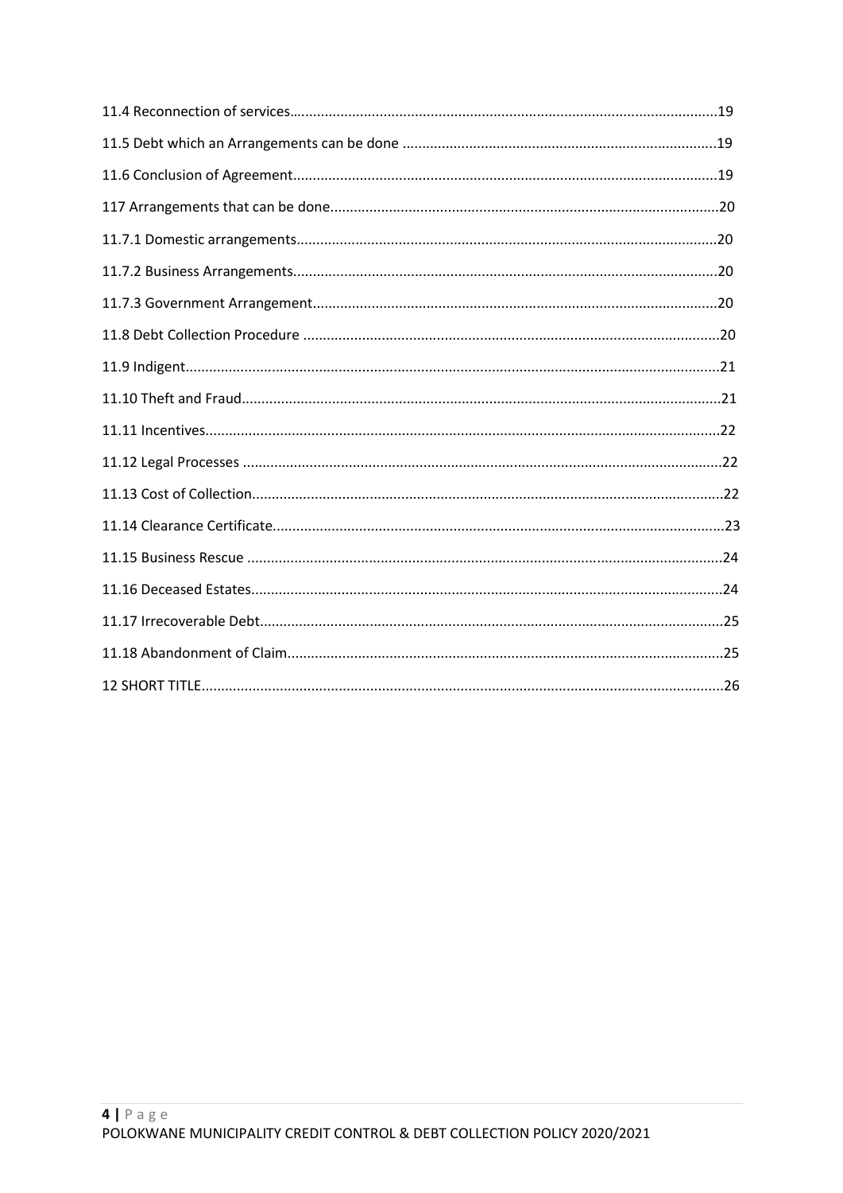11.4 Reconnection of services............................................................................................................19

11.5 Debt which an Arrangements can be done ...............................................................................19

11.6 Conclusion of Agreement............................................................................................................19

117 Arrangements that can be done..................................................................................................20

11.7.1 Domestic arrangements..........................................................................................................20

11.7.2 Business Arrangements...........................................................................................................20

11.7.3 Government Arrangement......................................................................................................20

11.8 Debt Collection Procedure .........................................................................................................20

11.9 Indigent.......................................................................................................................................21

11.10 Theft and Fraud.........................................................................................................................21

11.11 Incentives...................................................................................................................................22

11.12 Legal Processes .........................................................................................................................22

11.13 Cost of Collection.......................................................................................................................22

11.14 Clearance Certificate..................................................................................................................23

11.15 Business Rescue ........................................................................................................................24

11.16 Deceased Estates.......................................................................................................................24

11.17 Irrecoverable Debt.....................................................................................................................25

11.18 Abandonment of Claim..............................................................................................................25

12 SHORT TITLE....................................................................................................................................26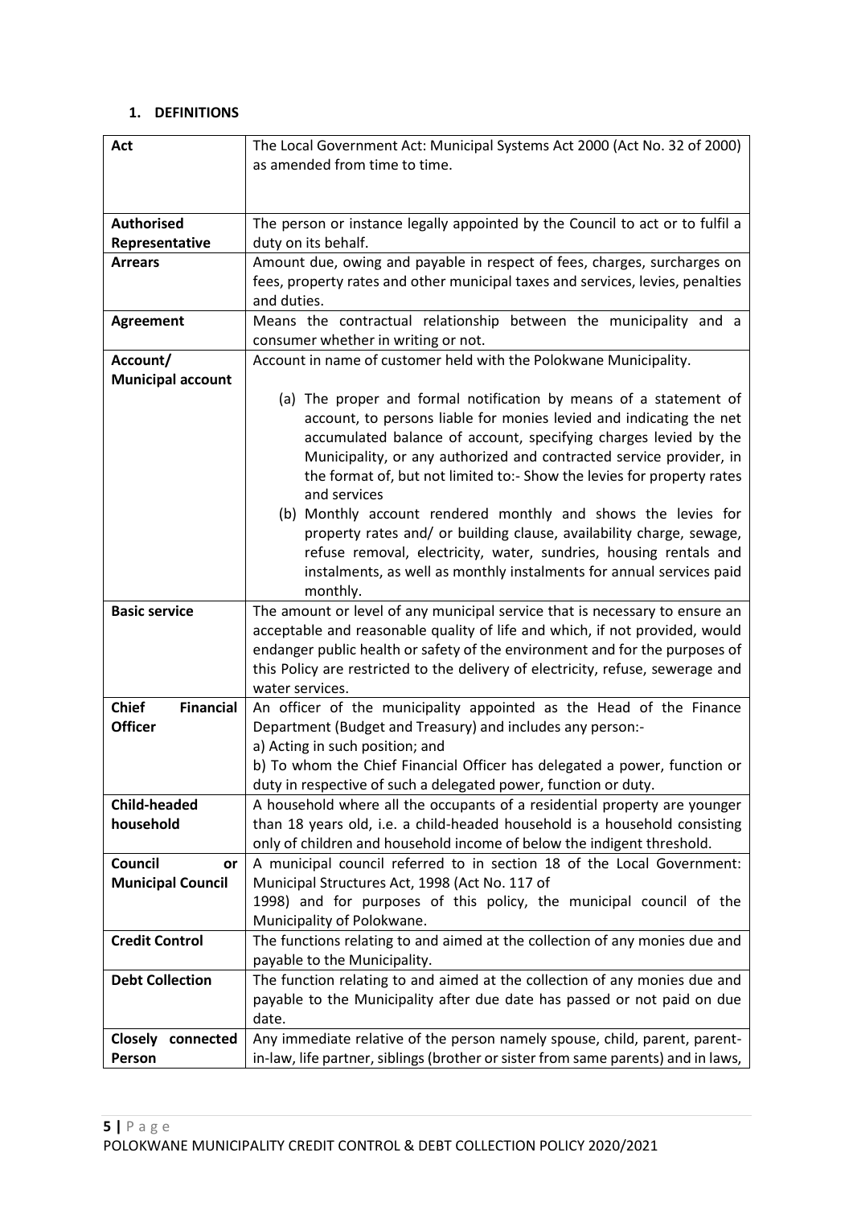## 1. DEFINITIONS

| | |
|---|---|
| **Act** | The Local Government Act: Municipal Systems Act 2000 (Act No. 32 of 2000) as amended from time to time. |
| **Authorised Representative** | The person or instance legally appointed by the Council to act or to fulfil a duty on its behalf. |
| **Arrears** | Amount due, owing and payable in respect of fees, charges, surcharges on fees, property rates and other municipal taxes and services, levies, penalties and duties. |
| **Agreement** | Means the contractual relationship between the municipality and a consumer whether in writing or not. |
| **Account/ Municipal account** | Account in name of customer held with the Polokwane Municipality.<br><br>(a) The proper and formal notification by means of a statement of account, to persons liable for monies levied and indicating the net accumulated balance of account, specifying charges levied by the Municipality, or any authorized and contracted service provider, in the format of, but not limited to:- Show the levies for property rates and services<br>(b) Monthly account rendered monthly and shows the levies for property rates and/ or building clause, availability charge, sewage, refuse removal, electricity, water, sundries, housing rentals and instalments, as well as monthly instalments for annual services paid monthly. |
| **Basic service** | The amount or level of any municipal service that is necessary to ensure an acceptable and reasonable quality of life and which, if not provided, would endanger public health or safety of the environment and for the purposes of this Policy are restricted to the delivery of electricity, refuse, sewerage and water services. |
| **Chief Financial Officer** | An officer of the municipality appointed as the Head of the Finance Department (Budget and Treasury) and includes any person:-<br>a) Acting in such position; and<br>b) To whom the Chief Financial Officer has delegated a power, function or duty in respective of such a delegated power, function or duty. |
| **Child-headed household** | A household where all the occupants of a residential property are younger than 18 years old, i.e. a child-headed household is a household consisting only of children and household income of below the indigent threshold. |
| **Council or Municipal Council** | A municipal council referred to in section 18 of the Local Government: Municipal Structures Act, 1998 (Act No. 117 of 1998) and for purposes of this policy, the municipal council of the Municipality of Polokwane. |
| **Credit Control** | The functions relating to and aimed at the collection of any monies due and payable to the Municipality. |
| **Debt Collection** | The function relating to and aimed at the collection of any monies due and payable to the Municipality after due date has passed or not paid on due date. |
| **Closely connected Person** | Any immediate relative of the person namely spouse, child, parent, parent-in-law, life partner, siblings (brother or sister from same parents) and in laws, |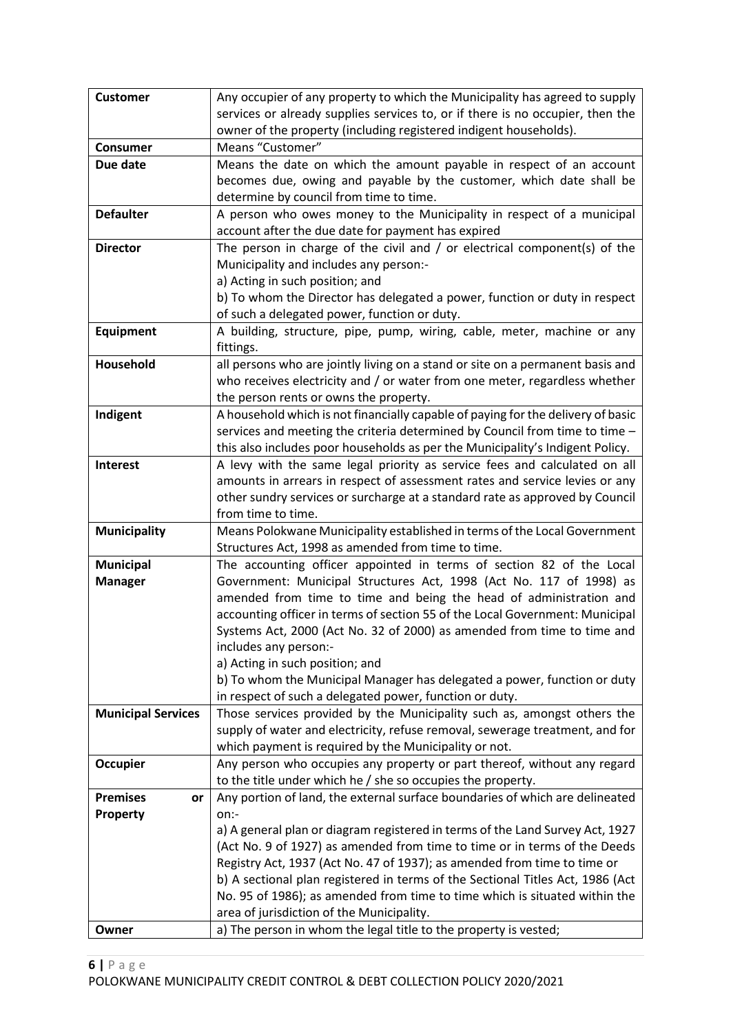| | |
|---|---|
| **Customer** | Any occupier of any property to which the Municipality has agreed to supply services or already supplies services to, or if there is no occupier, then the owner of the property (including registered indigent households). |
| **Consumer** | Means "Customer" |
| **Due date** | Means the date on which the amount payable in respect of an account becomes due, owing and payable by the customer, which date shall be determine by council from time to time. |
| **Defaulter** | A person who owes money to the Municipality in respect of a municipal account after the due date for payment has expired |
| **Director** | The person in charge of the civil and / or electrical component(s) of the Municipality and includes any person:-<br>a) Acting in such position; and<br>b) To whom the Director has delegated a power, function or duty in respect of such a delegated power, function or duty. |
| **Equipment** | A building, structure, pipe, pump, wiring, cable, meter, machine or any fittings. |
| **Household** | all persons who are jointly living on a stand or site on a permanent basis and who receives electricity and / or water from one meter, regardless whether the person rents or owns the property. |
| **Indigent** | A household which is not financially capable of paying for the delivery of basic services and meeting the criteria determined by Council from time to time – this also includes poor households as per the Municipality's Indigent Policy. |
| **Interest** | A levy with the same legal priority as service fees and calculated on all amounts in arrears in respect of assessment rates and service levies or any other sundry services or surcharge at a standard rate as approved by Council from time to time. |
| **Municipality** | Means Polokwane Municipality established in terms of the Local Government Structures Act, 1998 as amended from time to time. |
| **Municipal Manager** | The accounting officer appointed in terms of section 82 of the Local Government: Municipal Structures Act, 1998 (Act No. 117 of 1998) as amended from time to time and being the head of administration and accounting officer in terms of section 55 of the Local Government: Municipal Systems Act, 2000 (Act No. 32 of 2000) as amended from time to time and includes any person:-<br>a) Acting in such position; and<br>b) To whom the Municipal Manager has delegated a power, function or duty in respect of such a delegated power, function or duty. |
| **Municipal Services** | Those services provided by the Municipality such as, amongst others the supply of water and electricity, refuse removal, sewerage treatment, and for which payment is required by the Municipality or not. |
| **Occupier** | Any person who occupies any property or part thereof, without any regard to the title under which he / she so occupies the property. |
| **Premises or Property** | Any portion of land, the external surface boundaries of which are delineated on:-<br>a) A general plan or diagram registered in terms of the Land Survey Act, 1927 (Act No. 9 of 1927) as amended from time to time or in terms of the Deeds Registry Act, 1937 (Act No. 47 of 1937); as amended from time to time or<br>b) A sectional plan registered in terms of the Sectional Titles Act, 1986 (Act No. 95 of 1986); as amended from time to time which is situated within the area of jurisdiction of the Municipality. |
| **Owner** | a) The person in whom the legal title to the property is vested; |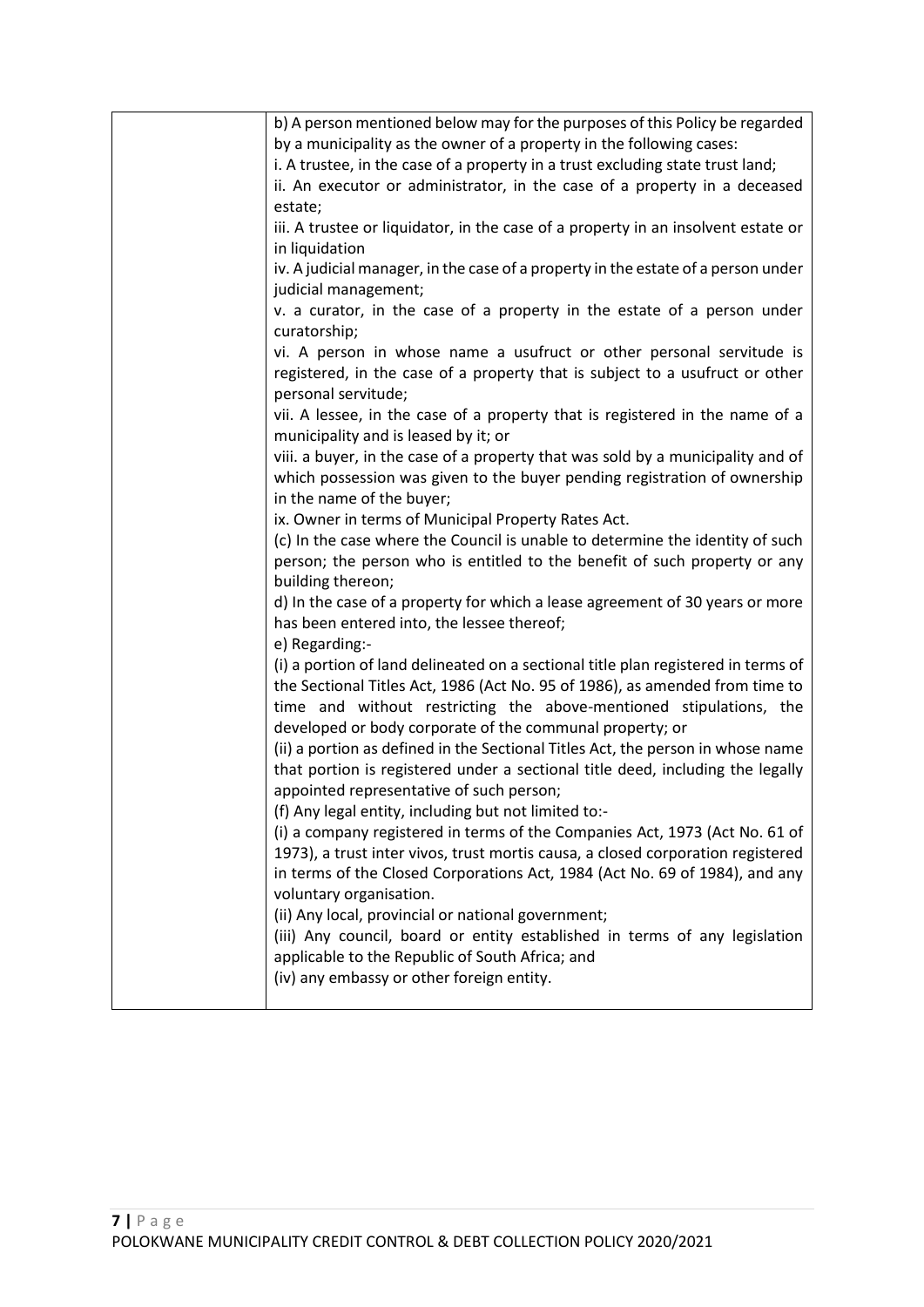| | b) A person mentioned below may for the purposes of this Policy be regarded by a municipality as the owner of a property in the following cases:<br>i. A trustee, in the case of a property in a trust excluding state trust land;<br>ii. An executor or administrator, in the case of a property in a deceased estate;<br>iii. A trustee or liquidator, in the case of a property in an insolvent estate or in liquidation<br>iv. A judicial manager, in the case of a property in the estate of a person under judicial management;<br>v. a curator, in the case of a property in the estate of a person under curatorship;<br>vi. A person in whose name a usufruct or other personal servitude is registered, in the case of a property that is subject to a usufruct or other personal servitude;<br>vii. A lessee, in the case of a property that is registered in the name of a municipality and is leased by it; or<br>viii. a buyer, in the case of a property that was sold by a municipality and of which possession was given to the buyer pending registration of ownership in the name of the buyer;<br>ix. Owner in terms of Municipal Property Rates Act.<br>(c) In the case where the Council is unable to determine the identity of such person; the person who is entitled to the benefit of such property or any building thereon;<br>d) In the case of a property for which a lease agreement of 30 years or more has been entered into, the lessee thereof;<br>e) Regarding:-<br>(i) a portion of land delineated on a sectional title plan registered in terms of the Sectional Titles Act, 1986 (Act No. 95 of 1986), as amended from time to time and without restricting the above-mentioned stipulations, the developed or body corporate of the communal property; or<br>(ii) a portion as defined in the Sectional Titles Act, the person in whose name that portion is registered under a sectional title deed, including the legally appointed representative of such person;<br>(f) Any legal entity, including but not limited to:-<br>(i) a company registered in terms of the Companies Act, 1973 (Act No. 61 of 1973), a trust inter vivos, trust mortis causa, a closed corporation registered in terms of the Closed Corporations Act, 1984 (Act No. 69 of 1984), and any voluntary organisation.<br>(ii) Any local, provincial or national government;<br>(iii) Any council, board or entity established in terms of any legislation applicable to the Republic of South Africa; and<br>(iv) any embassy or other foreign entity. |
|---|---|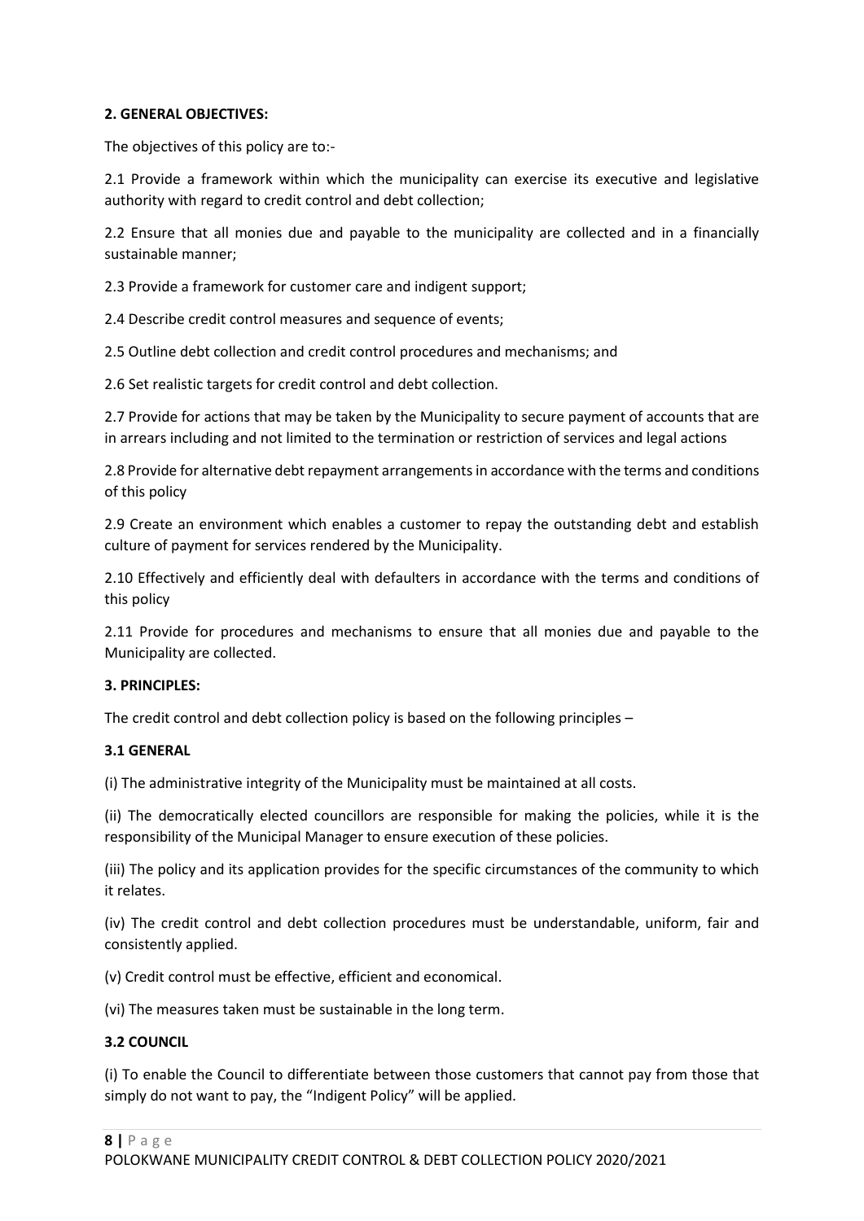**2. GENERAL OBJECTIVES:**

The objectives of this policy are to:-

2.1 Provide a framework within which the municipality can exercise its executive and legislative authority with regard to credit control and debt collection;

2.2 Ensure that all monies due and payable to the municipality are collected and in a financially sustainable manner;

2.3 Provide a framework for customer care and indigent support;

2.4 Describe credit control measures and sequence of events;

2.5 Outline debt collection and credit control procedures and mechanisms; and

2.6 Set realistic targets for credit control and debt collection.

2.7 Provide for actions that may be taken by the Municipality to secure payment of accounts that are in arrears including and not limited to the termination or restriction of services and legal actions

2.8 Provide for alternative debt repayment arrangements in accordance with the terms and conditions of this policy

2.9 Create an environment which enables a customer to repay the outstanding debt and establish culture of payment for services rendered by the Municipality.

2.10 Effectively and efficiently deal with defaulters in accordance with the terms and conditions of this policy

2.11 Provide for procedures and mechanisms to ensure that all monies due and payable to the Municipality are collected.

**3. PRINCIPLES:**

The credit control and debt collection policy is based on the following principles –

**3.1 GENERAL**

(i) The administrative integrity of the Municipality must be maintained at all costs.

(ii) The democratically elected councillors are responsible for making the policies, while it is the responsibility of the Municipal Manager to ensure execution of these policies.

(iii) The policy and its application provides for the specific circumstances of the community to which it relates.

(iv) The credit control and debt collection procedures must be understandable, uniform, fair and consistently applied.

(v) Credit control must be effective, efficient and economical.

(vi) The measures taken must be sustainable in the long term.

**3.2 COUNCIL**

(i) To enable the Council to differentiate between those customers that cannot pay from those that simply do not want to pay, the "Indigent Policy" will be applied.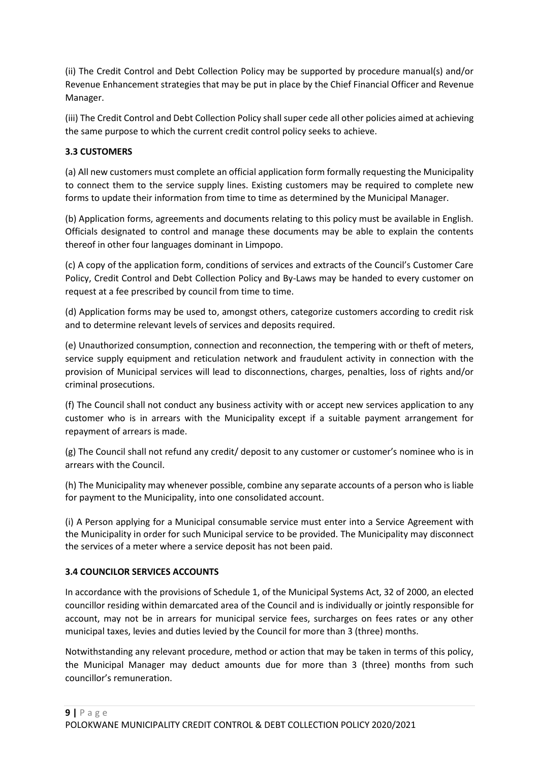(ii) The Credit Control and Debt Collection Policy may be supported by procedure manual(s) and/or Revenue Enhancement strategies that may be put in place by the Chief Financial Officer and Revenue Manager.

(iii) The Credit Control and Debt Collection Policy shall super cede all other policies aimed at achieving the same purpose to which the current credit control policy seeks to achieve.

### 3.3 CUSTOMERS

(a) All new customers must complete an official application form formally requesting the Municipality to connect them to the service supply lines. Existing customers may be required to complete new forms to update their information from time to time as determined by the Municipal Manager.

(b) Application forms, agreements and documents relating to this policy must be available in English. Officials designated to control and manage these documents may be able to explain the contents thereof in other four languages dominant in Limpopo.

(c) A copy of the application form, conditions of services and extracts of the Council's Customer Care Policy, Credit Control and Debt Collection Policy and By-Laws may be handed to every customer on request at a fee prescribed by council from time to time.

(d) Application forms may be used to, amongst others, categorize customers according to credit risk and to determine relevant levels of services and deposits required.

(e) Unauthorized consumption, connection and reconnection, the tempering with or theft of meters, service supply equipment and reticulation network and fraudulent activity in connection with the provision of Municipal services will lead to disconnections, charges, penalties, loss of rights and/or criminal prosecutions.

(f) The Council shall not conduct any business activity with or accept new services application to any customer who is in arrears with the Municipality except if a suitable payment arrangement for repayment of arrears is made.

(g) The Council shall not refund any credit/ deposit to any customer or customer's nominee who is in arrears with the Council.

(h) The Municipality may whenever possible, combine any separate accounts of a person who is liable for payment to the Municipality, into one consolidated account.

(i) A Person applying for a Municipal consumable service must enter into a Service Agreement with the Municipality in order for such Municipal service to be provided. The Municipality may disconnect the services of a meter where a service deposit has not been paid.

### 3.4 COUNCILOR SERVICES ACCOUNTS

In accordance with the provisions of Schedule 1, of the Municipal Systems Act, 32 of 2000, an elected councillor residing within demarcated area of the Council and is individually or jointly responsible for account, may not be in arrears for municipal service fees, surcharges on fees rates or any other municipal taxes, levies and duties levied by the Council for more than 3 (three) months.

Notwithstanding any relevant procedure, method or action that may be taken in terms of this policy, the Municipal Manager may deduct amounts due for more than 3 (three) months from such councillor's remuneration.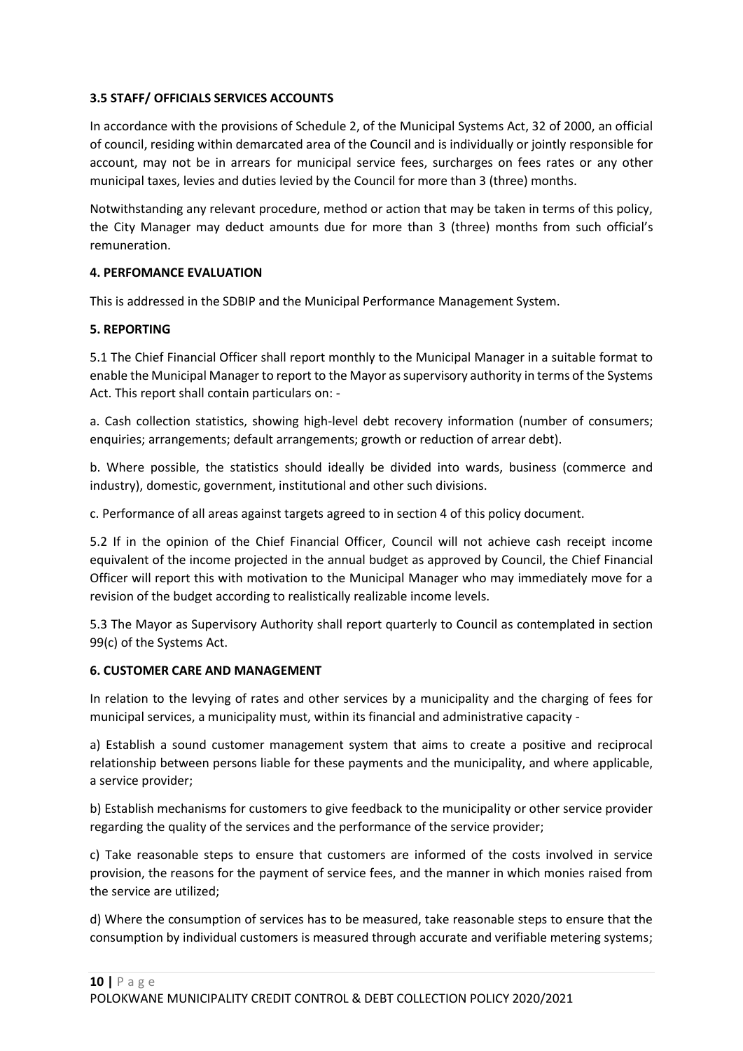### 3.5 STAFF/ OFFICIALS SERVICES ACCOUNTS

In accordance with the provisions of Schedule 2, of the Municipal Systems Act, 32 of 2000, an official of council, residing within demarcated area of the Council and is individually or jointly responsible for account, may not be in arrears for municipal service fees, surcharges on fees rates or any other municipal taxes, levies and duties levied by the Council for more than 3 (three) months.

Notwithstanding any relevant procedure, method or action that may be taken in terms of this policy, the City Manager may deduct amounts due for more than 3 (three) months from such official's remuneration.

## 4. PERFOMANCE EVALUATION

This is addressed in the SDBIP and the Municipal Performance Management System.

## 5. REPORTING

5.1 The Chief Financial Officer shall report monthly to the Municipal Manager in a suitable format to enable the Municipal Manager to report to the Mayor as supervisory authority in terms of the Systems Act. This report shall contain particulars on: -

a. Cash collection statistics, showing high-level debt recovery information (number of consumers; enquiries; arrangements; default arrangements; growth or reduction of arrear debt).

b. Where possible, the statistics should ideally be divided into wards, business (commerce and industry), domestic, government, institutional and other such divisions.

c. Performance of all areas against targets agreed to in section 4 of this policy document.

5.2 If in the opinion of the Chief Financial Officer, Council will not achieve cash receipt income equivalent of the income projected in the annual budget as approved by Council, the Chief Financial Officer will report this with motivation to the Municipal Manager who may immediately move for a revision of the budget according to realistically realizable income levels.

5.3 The Mayor as Supervisory Authority shall report quarterly to Council as contemplated in section 99(c) of the Systems Act.

## 6. CUSTOMER CARE AND MANAGEMENT

In relation to the levying of rates and other services by a municipality and the charging of fees for municipal services, a municipality must, within its financial and administrative capacity -

a) Establish a sound customer management system that aims to create a positive and reciprocal relationship between persons liable for these payments and the municipality, and where applicable, a service provider;

b) Establish mechanisms for customers to give feedback to the municipality or other service provider regarding the quality of the services and the performance of the service provider;

c) Take reasonable steps to ensure that customers are informed of the costs involved in service provision, the reasons for the payment of service fees, and the manner in which monies raised from the service are utilized;

d) Where the consumption of services has to be measured, take reasonable steps to ensure that the consumption by individual customers is measured through accurate and verifiable metering systems;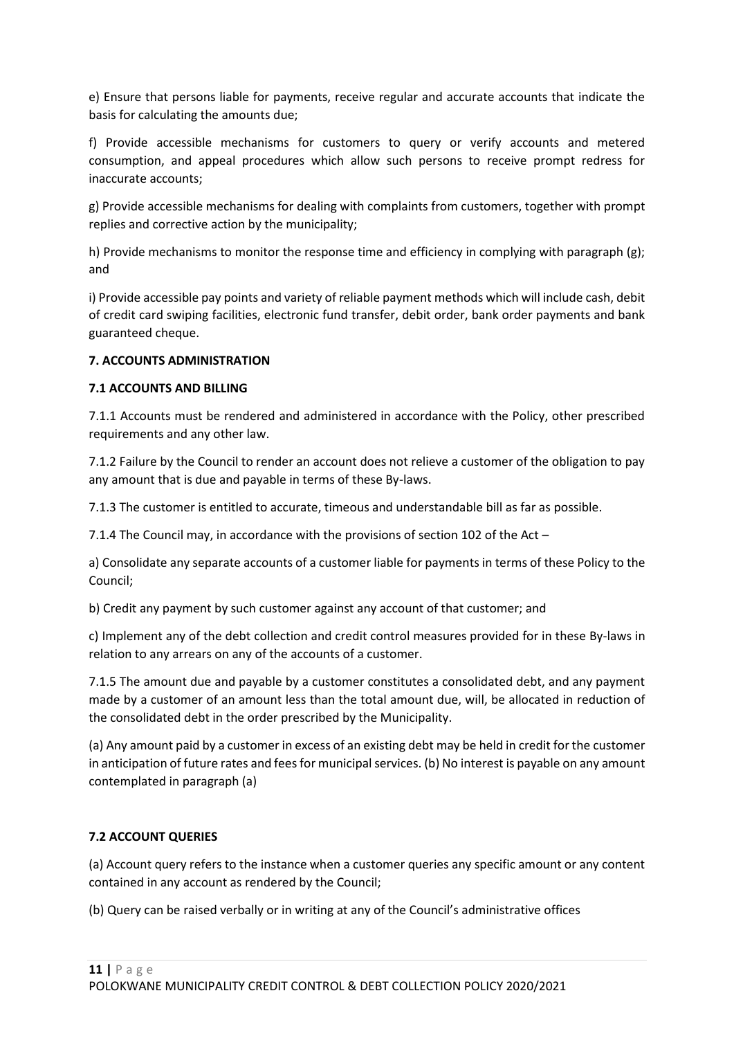e) Ensure that persons liable for payments, receive regular and accurate accounts that indicate the basis for calculating the amounts due;

f) Provide accessible mechanisms for customers to query or verify accounts and metered consumption, and appeal procedures which allow such persons to receive prompt redress for inaccurate accounts;

g) Provide accessible mechanisms for dealing with complaints from customers, together with prompt replies and corrective action by the municipality;

h) Provide mechanisms to monitor the response time and efficiency in complying with paragraph (g); and

i) Provide accessible pay points and variety of reliable payment methods which will include cash, debit of credit card swiping facilities, electronic fund transfer, debit order, bank order payments and bank guaranteed cheque.

**7. ACCOUNTS ADMINISTRATION**

**7.1 ACCOUNTS AND BILLING**

7.1.1 Accounts must be rendered and administered in accordance with the Policy, other prescribed requirements and any other law.

7.1.2 Failure by the Council to render an account does not relieve a customer of the obligation to pay any amount that is due and payable in terms of these By-laws.

7.1.3 The customer is entitled to accurate, timeous and understandable bill as far as possible.

7.1.4 The Council may, in accordance with the provisions of section 102 of the Act –

a) Consolidate any separate accounts of a customer liable for payments in terms of these Policy to the Council;

b) Credit any payment by such customer against any account of that customer; and

c) Implement any of the debt collection and credit control measures provided for in these By-laws in relation to any arrears on any of the accounts of a customer.

7.1.5 The amount due and payable by a customer constitutes a consolidated debt, and any payment made by a customer of an amount less than the total amount due, will, be allocated in reduction of the consolidated debt in the order prescribed by the Municipality.

(a) Any amount paid by a customer in excess of an existing debt may be held in credit for the customer in anticipation of future rates and fees for municipal services. (b) No interest is payable on any amount contemplated in paragraph (a)

**7.2 ACCOUNT QUERIES**

(a) Account query refers to the instance when a customer queries any specific amount or any content contained in any account as rendered by the Council;

(b) Query can be raised verbally or in writing at any of the Council's administrative offices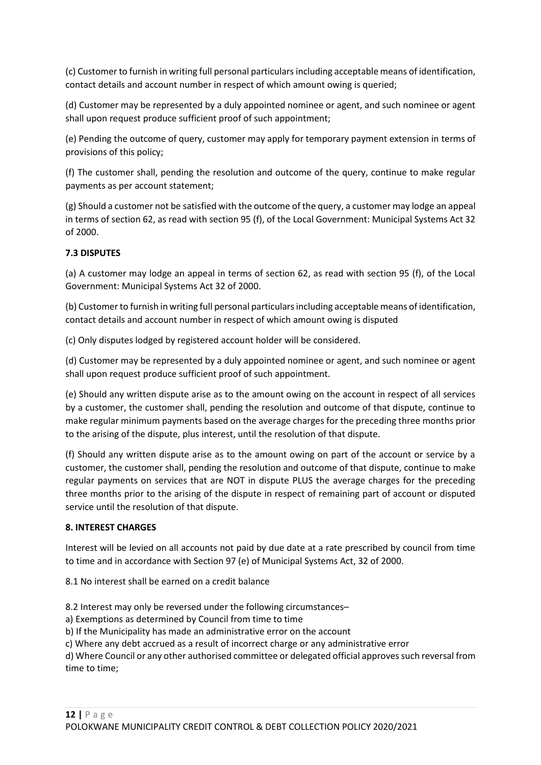(c) Customer to furnish in writing full personal particulars including acceptable means of identification, contact details and account number in respect of which amount owing is queried;

(d) Customer may be represented by a duly appointed nominee or agent, and such nominee or agent shall upon request produce sufficient proof of such appointment;

(e) Pending the outcome of query, customer may apply for temporary payment extension in terms of provisions of this policy;

(f) The customer shall, pending the resolution and outcome of the query, continue to make regular payments as per account statement;

(g) Should a customer not be satisfied with the outcome of the query, a customer may lodge an appeal in terms of section 62, as read with section 95 (f), of the Local Government: Municipal Systems Act 32 of 2000.

**7.3 DISPUTES**

(a) A customer may lodge an appeal in terms of section 62, as read with section 95 (f), of the Local Government: Municipal Systems Act 32 of 2000.

(b) Customer to furnish in writing full personal particulars including acceptable means of identification, contact details and account number in respect of which amount owing is disputed

(c) Only disputes lodged by registered account holder will be considered.

(d) Customer may be represented by a duly appointed nominee or agent, and such nominee or agent shall upon request produce sufficient proof of such appointment.

(e) Should any written dispute arise as to the amount owing on the account in respect of all services by a customer, the customer shall, pending the resolution and outcome of that dispute, continue to make regular minimum payments based on the average charges for the preceding three months prior to the arising of the dispute, plus interest, until the resolution of that dispute.

(f) Should any written dispute arise as to the amount owing on part of the account or service by a customer, the customer shall, pending the resolution and outcome of that dispute, continue to make regular payments on services that are NOT in dispute PLUS the average charges for the preceding three months prior to the arising of the dispute in respect of remaining part of account or disputed service until the resolution of that dispute.

**8. INTEREST CHARGES**

Interest will be levied on all accounts not paid by due date at a rate prescribed by council from time to time and in accordance with Section 97 (e) of Municipal Systems Act, 32 of 2000.

8.1 No interest shall be earned on a credit balance

8.2 Interest may only be reversed under the following circumstances–
a) Exemptions as determined by Council from time to time
b) If the Municipality has made an administrative error on the account
c) Where any debt accrued as a result of incorrect charge or any administrative error
d) Where Council or any other authorised committee or delegated official approves such reversal from time to time;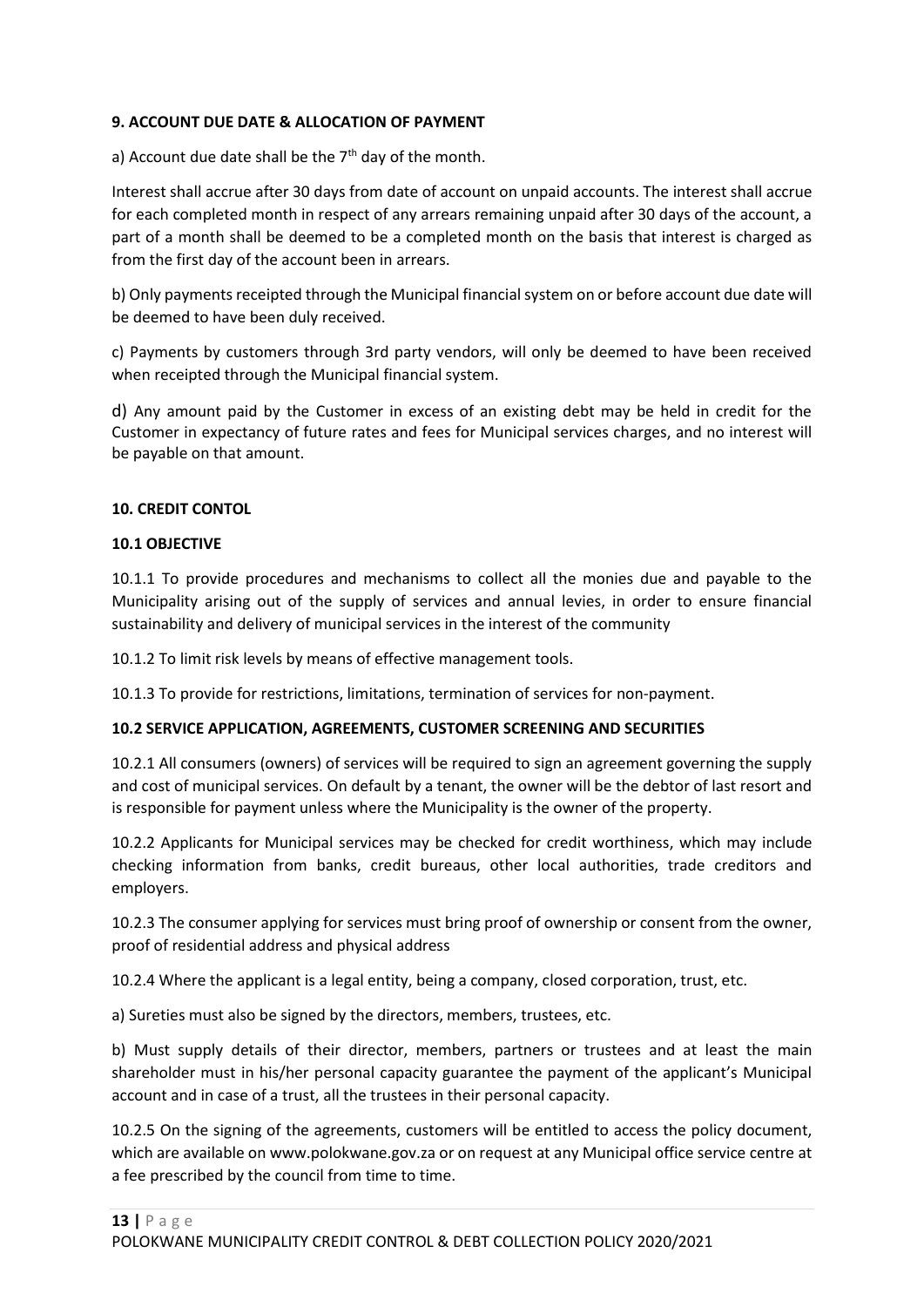**9. ACCOUNT DUE DATE & ALLOCATION OF PAYMENT**

a) Account due date shall be the 7th day of the month.

Interest shall accrue after 30 days from date of account on unpaid accounts. The interest shall accrue for each completed month in respect of any arrears remaining unpaid after 30 days of the account, a part of a month shall be deemed to be a completed month on the basis that interest is charged as from the first day of the account been in arrears.

b) Only payments receipted through the Municipal financial system on or before account due date will be deemed to have been duly received.

c) Payments by customers through 3rd party vendors, will only be deemed to have been received when receipted through the Municipal financial system.

d) Any amount paid by the Customer in excess of an existing debt may be held in credit for the Customer in expectancy of future rates and fees for Municipal services charges, and no interest will be payable on that amount.

**10. CREDIT CONTOL**

**10.1 OBJECTIVE**

10.1.1 To provide procedures and mechanisms to collect all the monies due and payable to the Municipality arising out of the supply of services and annual levies, in order to ensure financial sustainability and delivery of municipal services in the interest of the community

10.1.2 To limit risk levels by means of effective management tools.

10.1.3 To provide for restrictions, limitations, termination of services for non-payment.

**10.2 SERVICE APPLICATION, AGREEMENTS, CUSTOMER SCREENING AND SECURITIES**

10.2.1 All consumers (owners) of services will be required to sign an agreement governing the supply and cost of municipal services. On default by a tenant, the owner will be the debtor of last resort and is responsible for payment unless where the Municipality is the owner of the property.

10.2.2 Applicants for Municipal services may be checked for credit worthiness, which may include checking information from banks, credit bureaus, other local authorities, trade creditors and employers.

10.2.3 The consumer applying for services must bring proof of ownership or consent from the owner, proof of residential address and physical address

10.2.4 Where the applicant is a legal entity, being a company, closed corporation, trust, etc.

a) Sureties must also be signed by the directors, members, trustees, etc.

b) Must supply details of their director, members, partners or trustees and at least the main shareholder must in his/her personal capacity guarantee the payment of the applicant's Municipal account and in case of a trust, all the trustees in their personal capacity.

10.2.5 On the signing of the agreements, customers will be entitled to access the policy document, which are available on www.polokwane.gov.za or on request at any Municipal office service centre at a fee prescribed by the council from time to time.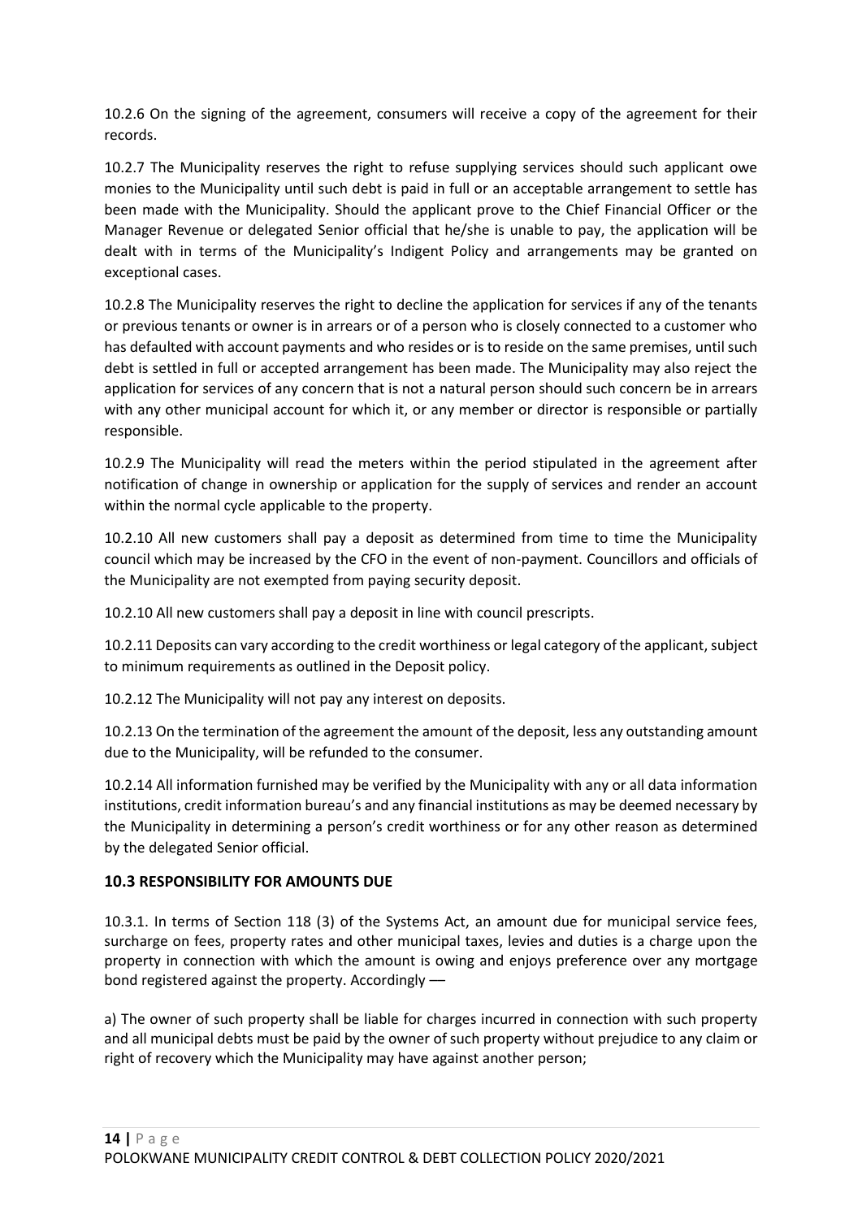10.2.6 On the signing of the agreement, consumers will receive a copy of the agreement for their records.

10.2.7 The Municipality reserves the right to refuse supplying services should such applicant owe monies to the Municipality until such debt is paid in full or an acceptable arrangement to settle has been made with the Municipality. Should the applicant prove to the Chief Financial Officer or the Manager Revenue or delegated Senior official that he/she is unable to pay, the application will be dealt with in terms of the Municipality's Indigent Policy and arrangements may be granted on exceptional cases.

10.2.8 The Municipality reserves the right to decline the application for services if any of the tenants or previous tenants or owner is in arrears or of a person who is closely connected to a customer who has defaulted with account payments and who resides or is to reside on the same premises, until such debt is settled in full or accepted arrangement has been made. The Municipality may also reject the application for services of any concern that is not a natural person should such concern be in arrears with any other municipal account for which it, or any member or director is responsible or partially responsible.

10.2.9 The Municipality will read the meters within the period stipulated in the agreement after notification of change in ownership or application for the supply of services and render an account within the normal cycle applicable to the property.

10.2.10 All new customers shall pay a deposit as determined from time to time the Municipality council which may be increased by the CFO in the event of non-payment. Councillors and officials of the Municipality are not exempted from paying security deposit.

10.2.10 All new customers shall pay a deposit in line with council prescripts.

10.2.11 Deposits can vary according to the credit worthiness or legal category of the applicant, subject to minimum requirements as outlined in the Deposit policy.

10.2.12 The Municipality will not pay any interest on deposits.

10.2.13 On the termination of the agreement the amount of the deposit, less any outstanding amount due to the Municipality, will be refunded to the consumer.

10.2.14 All information furnished may be verified by the Municipality with any or all data information institutions, credit information bureau's and any financial institutions as may be deemed necessary by the Municipality in determining a person's credit worthiness or for any other reason as determined by the delegated Senior official.

### 10.3 RESPONSIBILITY FOR AMOUNTS DUE

10.3.1. In terms of Section 118 (3) of the Systems Act, an amount due for municipal service fees, surcharge on fees, property rates and other municipal taxes, levies and duties is a charge upon the property in connection with which the amount is owing and enjoys preference over any mortgage bond registered against the property. Accordingly —

a) The owner of such property shall be liable for charges incurred in connection with such property and all municipal debts must be paid by the owner of such property without prejudice to any claim or right of recovery which the Municipality may have against another person;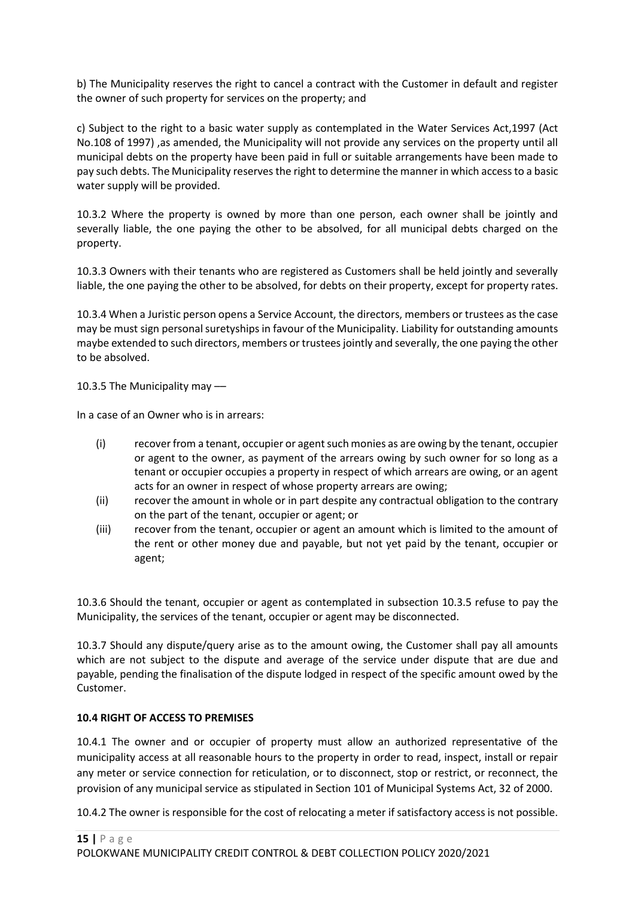b) The Municipality reserves the right to cancel a contract with the Customer in default and register the owner of such property for services on the property; and

c) Subject to the right to a basic water supply as contemplated in the Water Services Act,1997 (Act No.108 of 1997) ,as amended, the Municipality will not provide any services on the property until all municipal debts on the property have been paid in full or suitable arrangements have been made to pay such debts. The Municipality reserves the right to determine the manner in which access to a basic water supply will be provided.

10.3.2 Where the property is owned by more than one person, each owner shall be jointly and severally liable, the one paying the other to be absolved, for all municipal debts charged on the property.

10.3.3 Owners with their tenants who are registered as Customers shall be held jointly and severally liable, the one paying the other to be absolved, for debts on their property, except for property rates.

10.3.4 When a Juristic person opens a Service Account, the directors, members or trustees as the case may be must sign personal suretyships in favour of the Municipality. Liability for outstanding amounts maybe extended to such directors, members or trustees jointly and severally, the one paying the other to be absolved.

10.3.5 The Municipality may ––

In a case of an Owner who is in arrears:

(i) recover from a tenant, occupier or agent such monies as are owing by the tenant, occupier or agent to the owner, as payment of the arrears owing by such owner for so long as a tenant or occupier occupies a property in respect of which arrears are owing, or an agent acts for an owner in respect of whose property arrears are owing;

(ii) recover the amount in whole or in part despite any contractual obligation to the contrary on the part of the tenant, occupier or agent; or

(iii) recover from the tenant, occupier or agent an amount which is limited to the amount of the rent or other money due and payable, but not yet paid by the tenant, occupier or agent;

10.3.6 Should the tenant, occupier or agent as contemplated in subsection 10.3.5 refuse to pay the Municipality, the services of the tenant, occupier or agent may be disconnected.

10.3.7 Should any dispute/query arise as to the amount owing, the Customer shall pay all amounts which are not subject to the dispute and average of the service under dispute that are due and payable, pending the finalisation of the dispute lodged in respect of the specific amount owed by the Customer.

**10.4 RIGHT OF ACCESS TO PREMISES**

10.4.1 The owner and or occupier of property must allow an authorized representative of the municipality access at all reasonable hours to the property in order to read, inspect, install or repair any meter or service connection for reticulation, or to disconnect, stop or restrict, or reconnect, the provision of any municipal service as stipulated in Section 101 of Municipal Systems Act, 32 of 2000.

10.4.2 The owner is responsible for the cost of relocating a meter if satisfactory access is not possible.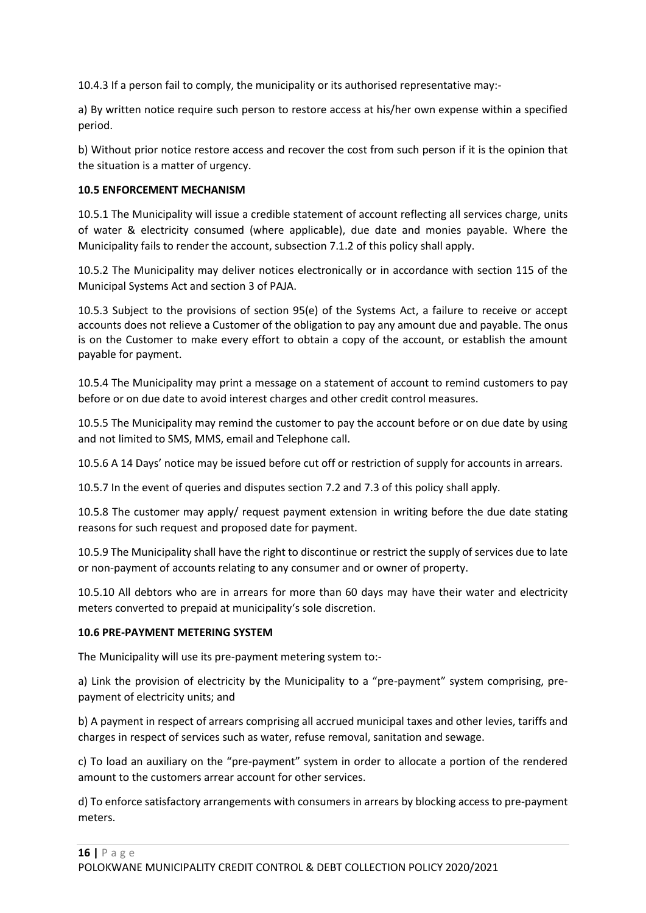10.4.3 If a person fail to comply, the municipality or its authorised representative may:-

a) By written notice require such person to restore access at his/her own expense within a specified period.

b) Without prior notice restore access and recover the cost from such person if it is the opinion that the situation is a matter of urgency.

**10.5 ENFORCEMENT MECHANISM**

10.5.1 The Municipality will issue a credible statement of account reflecting all services charge, units of water & electricity consumed (where applicable), due date and monies payable. Where the Municipality fails to render the account, subsection 7.1.2 of this policy shall apply.

10.5.2 The Municipality may deliver notices electronically or in accordance with section 115 of the Municipal Systems Act and section 3 of PAJA.

10.5.3 Subject to the provisions of section 95(e) of the Systems Act, a failure to receive or accept accounts does not relieve a Customer of the obligation to pay any amount due and payable. The onus is on the Customer to make every effort to obtain a copy of the account, or establish the amount payable for payment.

10.5.4 The Municipality may print a message on a statement of account to remind customers to pay before or on due date to avoid interest charges and other credit control measures.

10.5.5 The Municipality may remind the customer to pay the account before or on due date by using and not limited to SMS, MMS, email and Telephone call.

10.5.6 A 14 Days' notice may be issued before cut off or restriction of supply for accounts in arrears.

10.5.7 In the event of queries and disputes section 7.2 and 7.3 of this policy shall apply.

10.5.8 The customer may apply/ request payment extension in writing before the due date stating reasons for such request and proposed date for payment.

10.5.9 The Municipality shall have the right to discontinue or restrict the supply of services due to late or non-payment of accounts relating to any consumer and or owner of property.

10.5.10 All debtors who are in arrears for more than 60 days may have their water and electricity meters converted to prepaid at municipality's sole discretion.

**10.6 PRE-PAYMENT METERING SYSTEM**

The Municipality will use its pre-payment metering system to:-

a) Link the provision of electricity by the Municipality to a "pre-payment" system comprising, pre-payment of electricity units; and

b) A payment in respect of arrears comprising all accrued municipal taxes and other levies, tariffs and charges in respect of services such as water, refuse removal, sanitation and sewage.

c) To load an auxiliary on the "pre-payment" system in order to allocate a portion of the rendered amount to the customers arrear account for other services.

d) To enforce satisfactory arrangements with consumers in arrears by blocking access to pre-payment meters.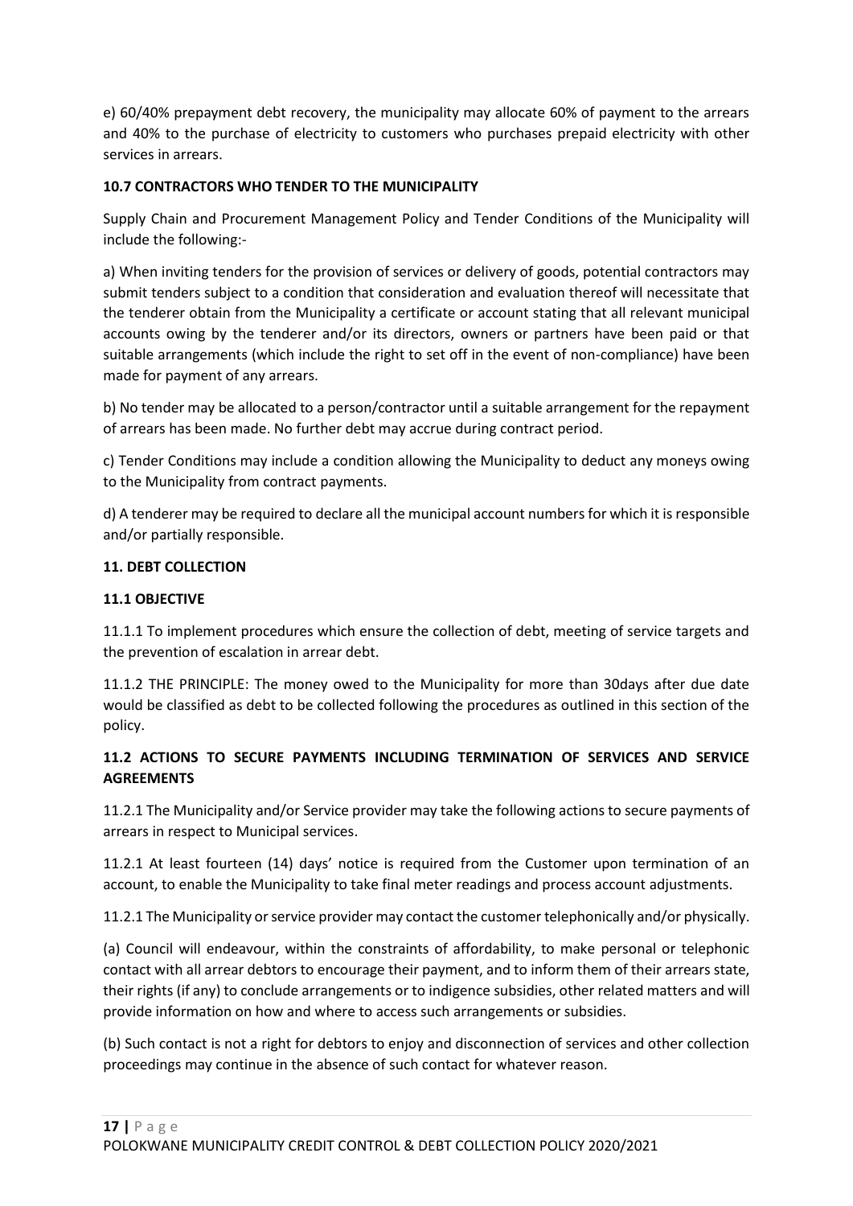e) 60/40% prepayment debt recovery, the municipality may allocate 60% of payment to the arrears and 40% to the purchase of electricity to customers who purchases prepaid electricity with other services in arrears.

### 10.7 CONTRACTORS WHO TENDER TO THE MUNICIPALITY

Supply Chain and Procurement Management Policy and Tender Conditions of the Municipality will include the following:-

a) When inviting tenders for the provision of services or delivery of goods, potential contractors may submit tenders subject to a condition that consideration and evaluation thereof will necessitate that the tenderer obtain from the Municipality a certificate or account stating that all relevant municipal accounts owing by the tenderer and/or its directors, owners or partners have been paid or that suitable arrangements (which include the right to set off in the event of non-compliance) have been made for payment of any arrears.

b) No tender may be allocated to a person/contractor until a suitable arrangement for the repayment of arrears has been made. No further debt may accrue during contract period.

c) Tender Conditions may include a condition allowing the Municipality to deduct any moneys owing to the Municipality from contract payments.

d) A tenderer may be required to declare all the municipal account numbers for which it is responsible and/or partially responsible.

## 11. DEBT COLLECTION

### 11.1 OBJECTIVE

11.1.1 To implement procedures which ensure the collection of debt, meeting of service targets and the prevention of escalation in arrear debt.

11.1.2 THE PRINCIPLE: The money owed to the Municipality for more than 30days after due date would be classified as debt to be collected following the procedures as outlined in this section of the policy.

### 11.2 ACTIONS TO SECURE PAYMENTS INCLUDING TERMINATION OF SERVICES AND SERVICE AGREEMENTS

11.2.1 The Municipality and/or Service provider may take the following actions to secure payments of arrears in respect to Municipal services.

11.2.1 At least fourteen (14) days' notice is required from the Customer upon termination of an account, to enable the Municipality to take final meter readings and process account adjustments.

11.2.1 The Municipality or service provider may contact the customer telephonically and/or physically.

(a) Council will endeavour, within the constraints of affordability, to make personal or telephonic contact with all arrear debtors to encourage their payment, and to inform them of their arrears state, their rights (if any) to conclude arrangements or to indigence subsidies, other related matters and will provide information on how and where to access such arrangements or subsidies.

(b) Such contact is not a right for debtors to enjoy and disconnection of services and other collection proceedings may continue in the absence of such contact for whatever reason.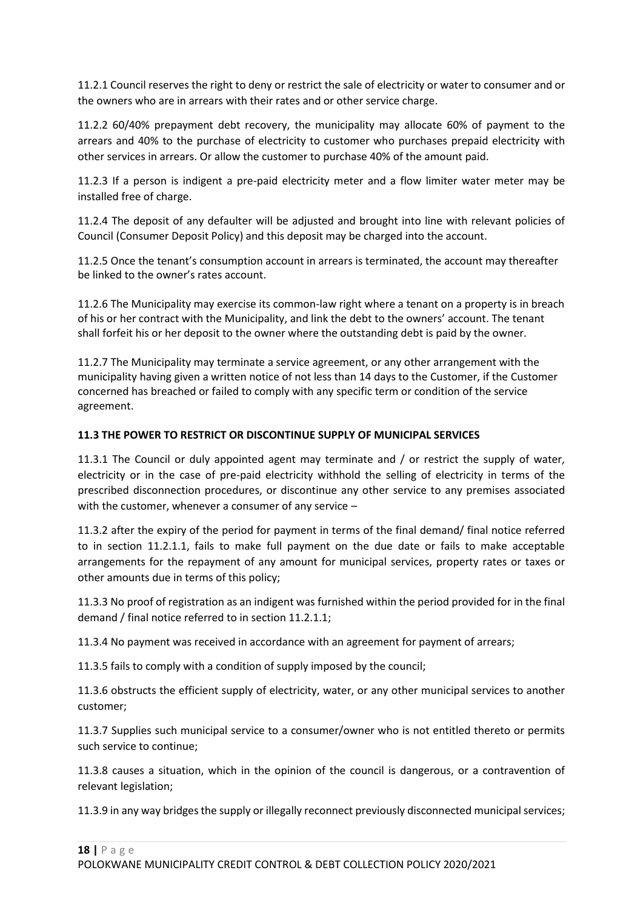11.2.1 Council reserves the right to deny or restrict the sale of electricity or water to consumer and or the owners who are in arrears with their rates and or other service charge.

11.2.2 60/40% prepayment debt recovery, the municipality may allocate 60% of payment to the arrears and 40% to the purchase of electricity to customer who purchases prepaid electricity with other services in arrears. Or allow the customer to purchase 40% of the amount paid.

11.2.3 If a person is indigent a pre-paid electricity meter and a flow limiter water meter may be installed free of charge.

11.2.4 The deposit of any defaulter will be adjusted and brought into line with relevant policies of Council (Consumer Deposit Policy) and this deposit may be charged into the account.

11.2.5 Once the tenant's consumption account in arrears is terminated, the account may thereafter be linked to the owner's rates account.

11.2.6 The Municipality may exercise its common-law right where a tenant on a property is in breach of his or her contract with the Municipality, and link the debt to the owners' account. The tenant shall forfeit his or her deposit to the owner where the outstanding debt is paid by the owner.

11.2.7 The Municipality may terminate a service agreement, or any other arrangement with the municipality having given a written notice of not less than 14 days to the Customer, if the Customer concerned has breached or failed to comply with any specific term or condition of the service agreement.

**11.3 THE POWER TO RESTRICT OR DISCONTINUE SUPPLY OF MUNICIPAL SERVICES**

11.3.1 The Council or duly appointed agent may terminate and / or restrict the supply of water, electricity or in the case of pre-paid electricity withhold the selling of electricity in terms of the prescribed disconnection procedures, or discontinue any other service to any premises associated with the customer, whenever a consumer of any service –

11.3.2 after the expiry of the period for payment in terms of the final demand/ final notice referred to in section 11.2.1.1, fails to make full payment on the due date or fails to make acceptable arrangements for the repayment of any amount for municipal services, property rates or taxes or other amounts due in terms of this policy;

11.3.3 No proof of registration as an indigent was furnished within the period provided for in the final demand / final notice referred to in section 11.2.1.1;

11.3.4 No payment was received in accordance with an agreement for payment of arrears;

11.3.5 fails to comply with a condition of supply imposed by the council;

11.3.6 obstructs the efficient supply of electricity, water, or any other municipal services to another customer;

11.3.7 Supplies such municipal service to a consumer/owner who is not entitled thereto or permits such service to continue;

11.3.8 causes a situation, which in the opinion of the council is dangerous, or a contravention of relevant legislation;

11.3.9 in any way bridges the supply or illegally reconnect previously disconnected municipal services;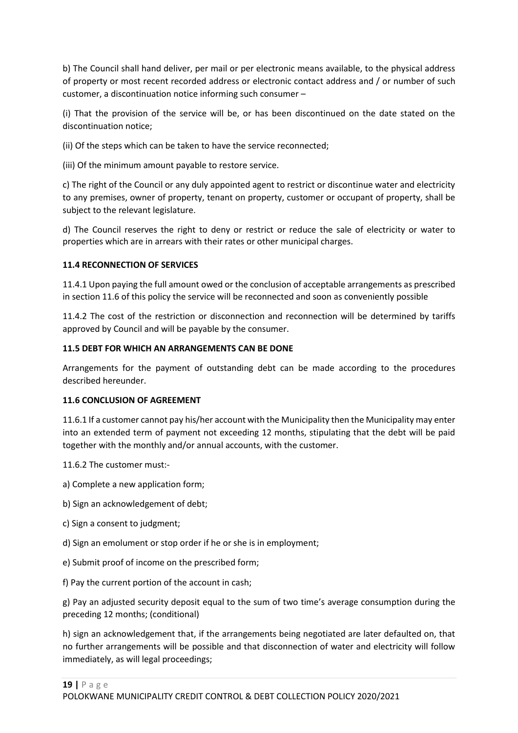b) The Council shall hand deliver, per mail or per electronic means available, to the physical address of property or most recent recorded address or electronic contact address and / or number of such customer, a discontinuation notice informing such consumer –

(i) That the provision of the service will be, or has been discontinued on the date stated on the discontinuation notice;

(ii) Of the steps which can be taken to have the service reconnected;

(iii) Of the minimum amount payable to restore service.

c) The right of the Council or any duly appointed agent to restrict or discontinue water and electricity to any premises, owner of property, tenant on property, customer or occupant of property, shall be subject to the relevant legislature.

d) The Council reserves the right to deny or restrict or reduce the sale of electricity or water to properties which are in arrears with their rates or other municipal charges.

### 11.4 RECONNECTION OF SERVICES

11.4.1 Upon paying the full amount owed or the conclusion of acceptable arrangements as prescribed in section 11.6 of this policy the service will be reconnected and soon as conveniently possible

11.4.2 The cost of the restriction or disconnection and reconnection will be determined by tariffs approved by Council and will be payable by the consumer.

### 11.5 DEBT FOR WHICH AN ARRANGEMENTS CAN BE DONE

Arrangements for the payment of outstanding debt can be made according to the procedures described hereunder.

### 11.6 CONCLUSION OF AGREEMENT

11.6.1 If a customer cannot pay his/her account with the Municipality then the Municipality may enter into an extended term of payment not exceeding 12 months, stipulating that the debt will be paid together with the monthly and/or annual accounts, with the customer.

11.6.2 The customer must:-

a) Complete a new application form;

b) Sign an acknowledgement of debt;

c) Sign a consent to judgment;

d) Sign an emolument or stop order if he or she is in employment;

e) Submit proof of income on the prescribed form;

f) Pay the current portion of the account in cash;

g) Pay an adjusted security deposit equal to the sum of two time's average consumption during the preceding 12 months; (conditional)

h) sign an acknowledgement that, if the arrangements being negotiated are later defaulted on, that no further arrangements will be possible and that disconnection of water and electricity will follow immediately, as will legal proceedings;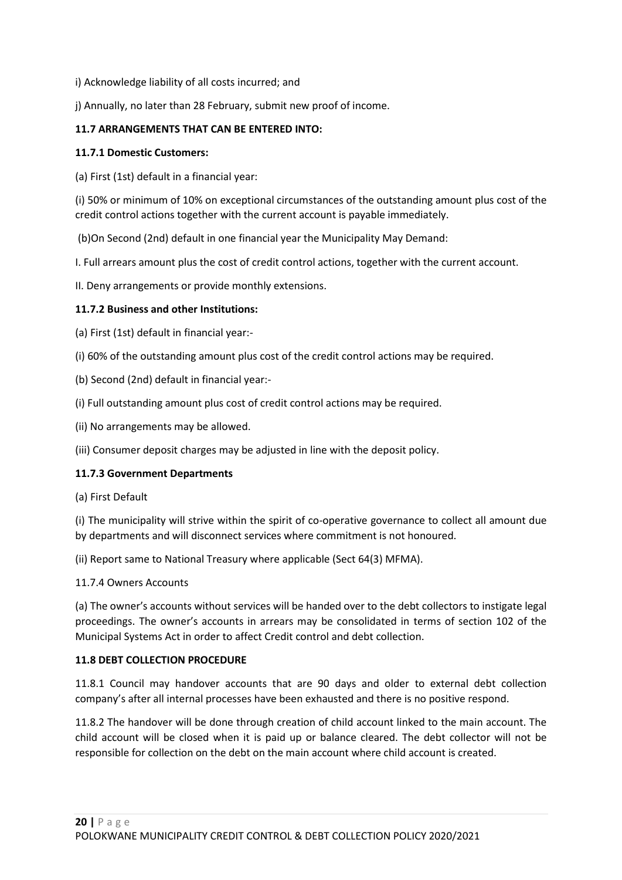i) Acknowledge liability of all costs incurred; and

j) Annually, no later than 28 February, submit new proof of income.

### 11.7 ARRANGEMENTS THAT CAN BE ENTERED INTO:

#### 11.7.1 Domestic Customers:

(a) First (1st) default in a financial year:

(i) 50% or minimum of 10% on exceptional circumstances of the outstanding amount plus cost of the credit control actions together with the current account is payable immediately.

(b)On Second (2nd) default in one financial year the Municipality May Demand:

I. Full arrears amount plus the cost of credit control actions, together with the current account.

II. Deny arrangements or provide monthly extensions.

#### 11.7.2 Business and other Institutions:

(a) First (1st) default in financial year:-

(i) 60% of the outstanding amount plus cost of the credit control actions may be required.

(b) Second (2nd) default in financial year:-

(i) Full outstanding amount plus cost of credit control actions may be required.

(ii) No arrangements may be allowed.

(iii) Consumer deposit charges may be adjusted in line with the deposit policy.

#### 11.7.3 Government Departments

(a) First Default

(i) The municipality will strive within the spirit of co-operative governance to collect all amount due by departments and will disconnect services where commitment is not honoured.

(ii) Report same to National Treasury where applicable (Sect 64(3) MFMA).

11.7.4 Owners Accounts

(a) The owner's accounts without services will be handed over to the debt collectors to instigate legal proceedings. The owner's accounts in arrears may be consolidated in terms of section 102 of the Municipal Systems Act in order to affect Credit control and debt collection.

### 11.8 DEBT COLLECTION PROCEDURE

11.8.1 Council may handover accounts that are 90 days and older to external debt collection company's after all internal processes have been exhausted and there is no positive respond.

11.8.2 The handover will be done through creation of child account linked to the main account. The child account will be closed when it is paid up or balance cleared. The debt collector will not be responsible for collection on the debt on the main account where child account is created.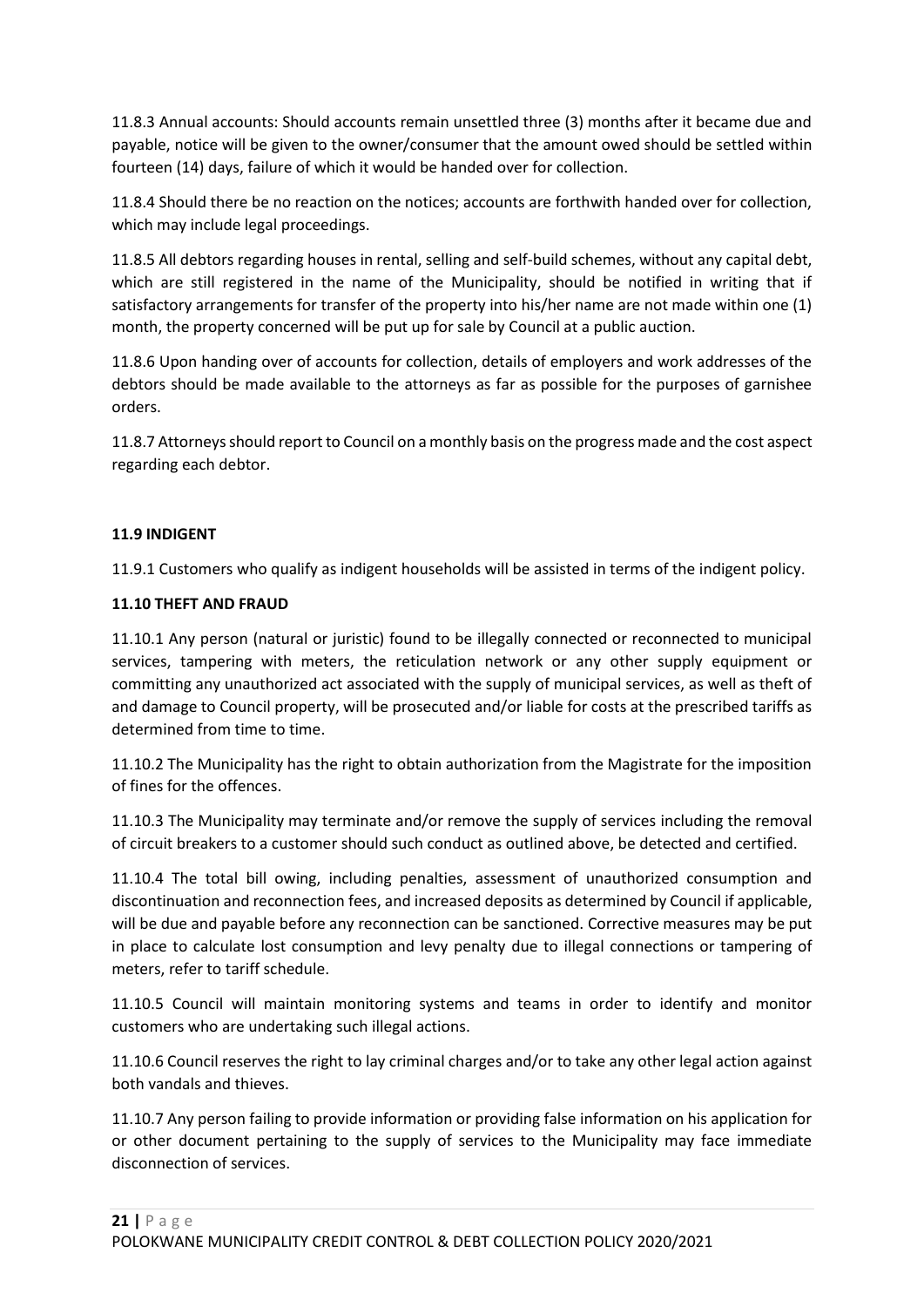11.8.3 Annual accounts: Should accounts remain unsettled three (3) months after it became due and payable, notice will be given to the owner/consumer that the amount owed should be settled within fourteen (14) days, failure of which it would be handed over for collection.

11.8.4 Should there be no reaction on the notices; accounts are forthwith handed over for collection, which may include legal proceedings.

11.8.5 All debtors regarding houses in rental, selling and self-build schemes, without any capital debt, which are still registered in the name of the Municipality, should be notified in writing that if satisfactory arrangements for transfer of the property into his/her name are not made within one (1) month, the property concerned will be put up for sale by Council at a public auction.

11.8.6 Upon handing over of accounts for collection, details of employers and work addresses of the debtors should be made available to the attorneys as far as possible for the purposes of garnishee orders.

11.8.7 Attorneys should report to Council on a monthly basis on the progress made and the cost aspect regarding each debtor.

**11.9 INDIGENT**

11.9.1 Customers who qualify as indigent households will be assisted in terms of the indigent policy.

**11.10 THEFT AND FRAUD**

11.10.1 Any person (natural or juristic) found to be illegally connected or reconnected to municipal services, tampering with meters, the reticulation network or any other supply equipment or committing any unauthorized act associated with the supply of municipal services, as well as theft of and damage to Council property, will be prosecuted and/or liable for costs at the prescribed tariffs as determined from time to time.

11.10.2 The Municipality has the right to obtain authorization from the Magistrate for the imposition of fines for the offences.

11.10.3 The Municipality may terminate and/or remove the supply of services including the removal of circuit breakers to a customer should such conduct as outlined above, be detected and certified.

11.10.4 The total bill owing, including penalties, assessment of unauthorized consumption and discontinuation and reconnection fees, and increased deposits as determined by Council if applicable, will be due and payable before any reconnection can be sanctioned. Corrective measures may be put in place to calculate lost consumption and levy penalty due to illegal connections or tampering of meters, refer to tariff schedule.

11.10.5 Council will maintain monitoring systems and teams in order to identify and monitor customers who are undertaking such illegal actions.

11.10.6 Council reserves the right to lay criminal charges and/or to take any other legal action against both vandals and thieves.

11.10.7 Any person failing to provide information or providing false information on his application for or other document pertaining to the supply of services to the Municipality may face immediate disconnection of services.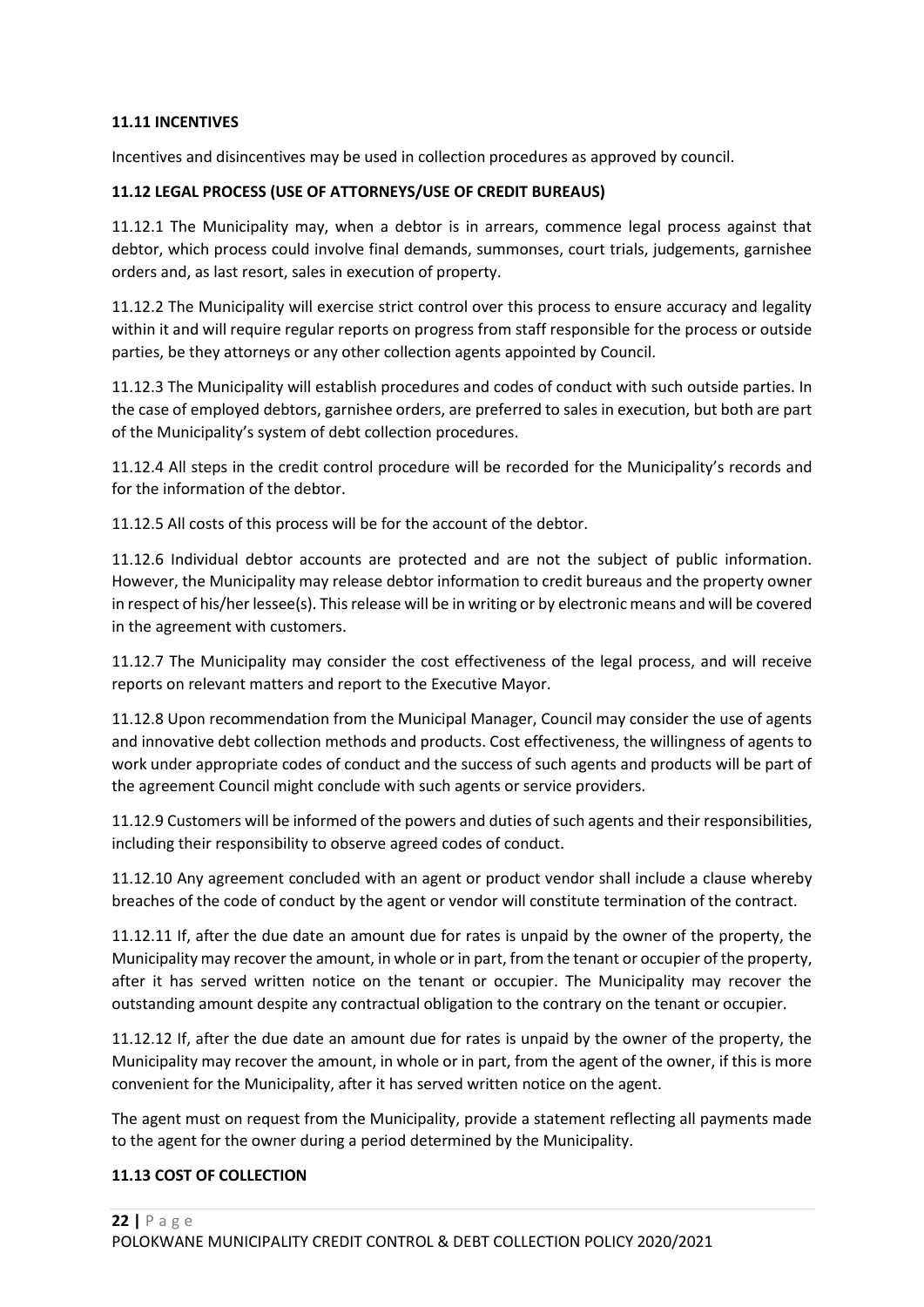**11.11 INCENTIVES**

Incentives and disincentives may be used in collection procedures as approved by council.

**11.12 LEGAL PROCESS (USE OF ATTORNEYS/USE OF CREDIT BUREAUS)**

11.12.1 The Municipality may, when a debtor is in arrears, commence legal process against that debtor, which process could involve final demands, summonses, court trials, judgements, garnishee orders and, as last resort, sales in execution of property.

11.12.2 The Municipality will exercise strict control over this process to ensure accuracy and legality within it and will require regular reports on progress from staff responsible for the process or outside parties, be they attorneys or any other collection agents appointed by Council.

11.12.3 The Municipality will establish procedures and codes of conduct with such outside parties. In the case of employed debtors, garnishee orders, are preferred to sales in execution, but both are part of the Municipality's system of debt collection procedures.

11.12.4 All steps in the credit control procedure will be recorded for the Municipality's records and for the information of the debtor.

11.12.5 All costs of this process will be for the account of the debtor.

11.12.6 Individual debtor accounts are protected and are not the subject of public information. However, the Municipality may release debtor information to credit bureaus and the property owner in respect of his/her lessee(s). This release will be in writing or by electronic means and will be covered in the agreement with customers.

11.12.7 The Municipality may consider the cost effectiveness of the legal process, and will receive reports on relevant matters and report to the Executive Mayor.

11.12.8 Upon recommendation from the Municipal Manager, Council may consider the use of agents and innovative debt collection methods and products. Cost effectiveness, the willingness of agents to work under appropriate codes of conduct and the success of such agents and products will be part of the agreement Council might conclude with such agents or service providers.

11.12.9 Customers will be informed of the powers and duties of such agents and their responsibilities, including their responsibility to observe agreed codes of conduct.

11.12.10 Any agreement concluded with an agent or product vendor shall include a clause whereby breaches of the code of conduct by the agent or vendor will constitute termination of the contract.

11.12.11 If, after the due date an amount due for rates is unpaid by the owner of the property, the Municipality may recover the amount, in whole or in part, from the tenant or occupier of the property, after it has served written notice on the tenant or occupier. The Municipality may recover the outstanding amount despite any contractual obligation to the contrary on the tenant or occupier.

11.12.12 If, after the due date an amount due for rates is unpaid by the owner of the property, the Municipality may recover the amount, in whole or in part, from the agent of the owner, if this is more convenient for the Municipality, after it has served written notice on the agent.

The agent must on request from the Municipality, provide a statement reflecting all payments made to the agent for the owner during a period determined by the Municipality.

**11.13 COST OF COLLECTION**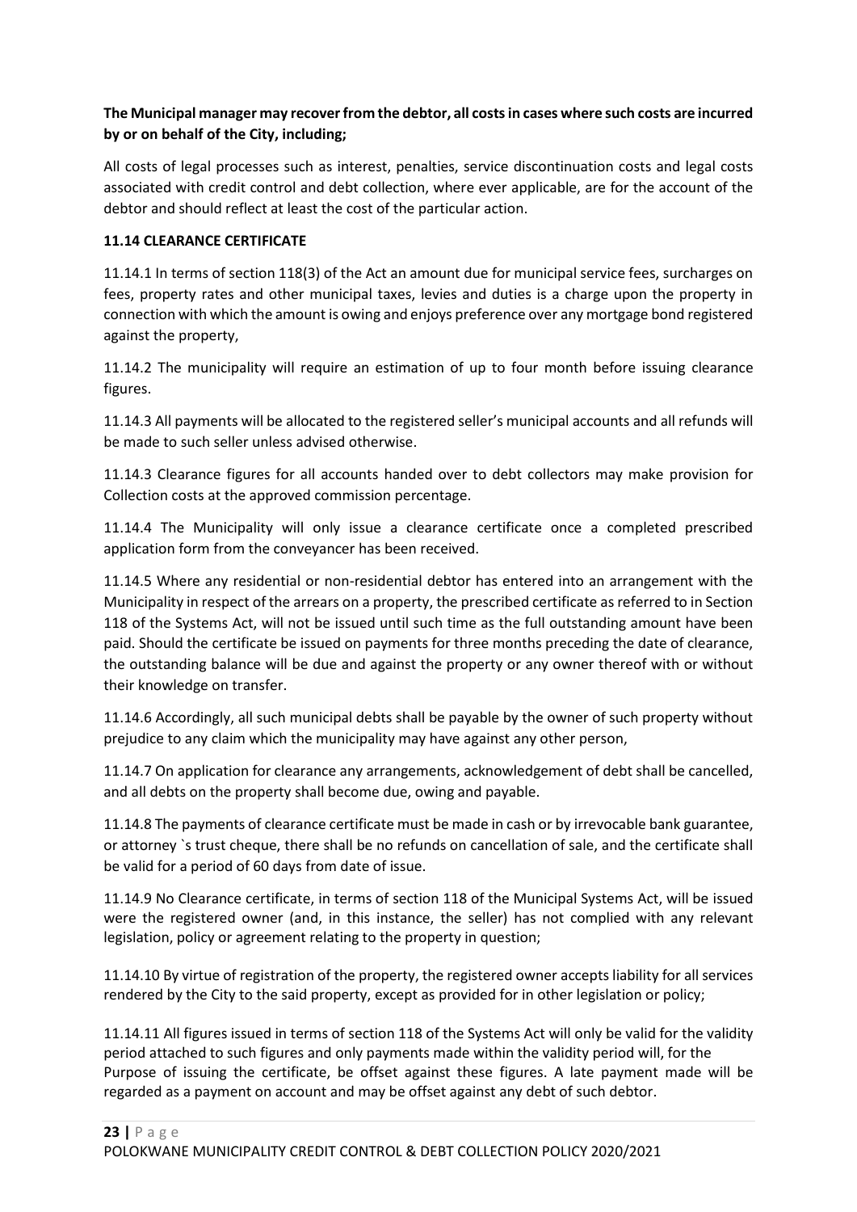**The Municipal manager may recover from the debtor, all costs in cases where such costs are incurred by or on behalf of the City, including;**

All costs of legal processes such as interest, penalties, service discontinuation costs and legal costs associated with credit control and debt collection, where ever applicable, are for the account of the debtor and should reflect at least the cost of the particular action.

**11.14 CLEARANCE CERTIFICATE**

11.14.1 In terms of section 118(3) of the Act an amount due for municipal service fees, surcharges on fees, property rates and other municipal taxes, levies and duties is a charge upon the property in connection with which the amount is owing and enjoys preference over any mortgage bond registered against the property,

11.14.2 The municipality will require an estimation of up to four month before issuing clearance figures.

11.14.3 All payments will be allocated to the registered seller's municipal accounts and all refunds will be made to such seller unless advised otherwise.

11.14.3 Clearance figures for all accounts handed over to debt collectors may make provision for Collection costs at the approved commission percentage.

11.14.4 The Municipality will only issue a clearance certificate once a completed prescribed application form from the conveyancer has been received.

11.14.5 Where any residential or non-residential debtor has entered into an arrangement with the Municipality in respect of the arrears on a property, the prescribed certificate as referred to in Section 118 of the Systems Act, will not be issued until such time as the full outstanding amount have been paid. Should the certificate be issued on payments for three months preceding the date of clearance, the outstanding balance will be due and against the property or any owner thereof with or without their knowledge on transfer.

11.14.6 Accordingly, all such municipal debts shall be payable by the owner of such property without prejudice to any claim which the municipality may have against any other person,

11.14.7 On application for clearance any arrangements, acknowledgement of debt shall be cancelled, and all debts on the property shall become due, owing and payable.

11.14.8 The payments of clearance certificate must be made in cash or by irrevocable bank guarantee, or attorney `s trust cheque, there shall be no refunds on cancellation of sale, and the certificate shall be valid for a period of 60 days from date of issue.

11.14.9 No Clearance certificate, in terms of section 118 of the Municipal Systems Act, will be issued were the registered owner (and, in this instance, the seller) has not complied with any relevant legislation, policy or agreement relating to the property in question;

11.14.10 By virtue of registration of the property, the registered owner accepts liability for all services rendered by the City to the said property, except as provided for in other legislation or policy;

11.14.11 All figures issued in terms of section 118 of the Systems Act will only be valid for the validity period attached to such figures and only payments made within the validity period will, for the Purpose of issuing the certificate, be offset against these figures. A late payment made will be regarded as a payment on account and may be offset against any debt of such debtor.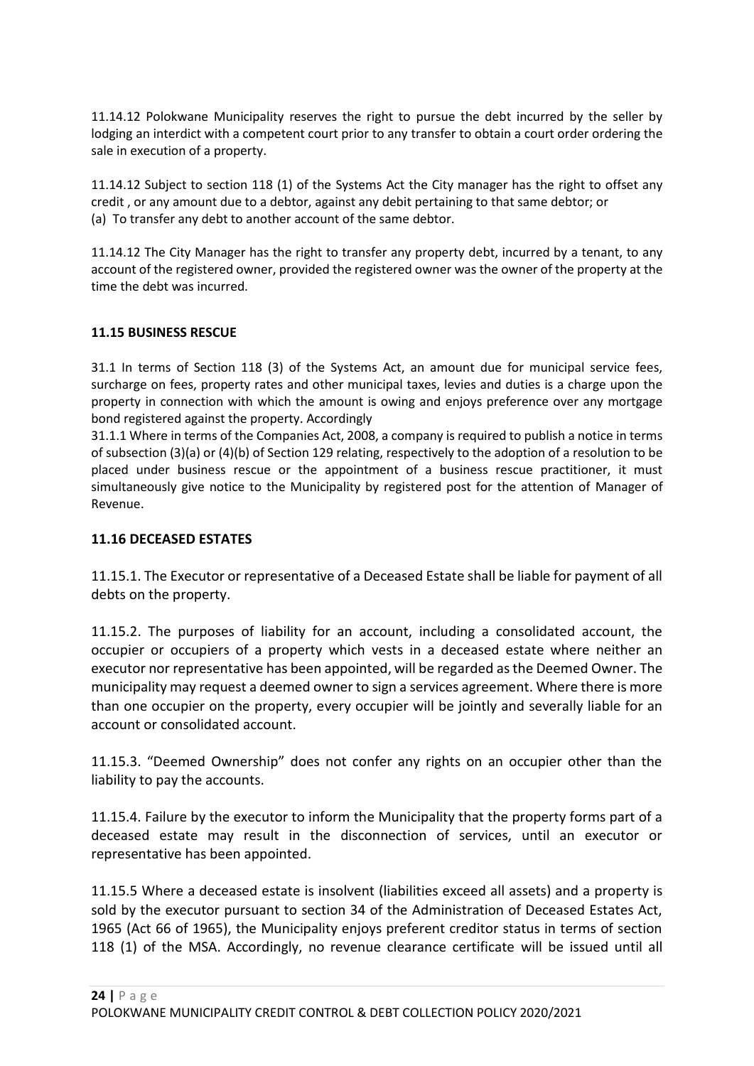11.14.12 Polokwane Municipality reserves the right to pursue the debt incurred by the seller by lodging an interdict with a competent court prior to any transfer to obtain a court order ordering the sale in execution of a property.

11.14.12 Subject to section 118 (1) of the Systems Act the City manager has the right to offset any credit , or any amount due to a debtor, against any debit pertaining to that same debtor; or

(a) To transfer any debt to another account of the same debtor.

11.14.12 The City Manager has the right to transfer any property debt, incurred by a tenant, to any account of the registered owner, provided the registered owner was the owner of the property at the time the debt was incurred.

## 11.15 BUSINESS RESCUE

31.1 In terms of Section 118 (3) of the Systems Act, an amount due for municipal service fees, surcharge on fees, property rates and other municipal taxes, levies and duties is a charge upon the property in connection with which the amount is owing and enjoys preference over any mortgage bond registered against the property. Accordingly

31.1.1 Where in terms of the Companies Act, 2008, a company is required to publish a notice in terms of subsection (3)(a) or (4)(b) of Section 129 relating, respectively to the adoption of a resolution to be placed under business rescue or the appointment of a business rescue practitioner, it must simultaneously give notice to the Municipality by registered post for the attention of Manager of Revenue.

## 11.16 DECEASED ESTATES

11.15.1. The Executor or representative of a Deceased Estate shall be liable for payment of all debts on the property.

11.15.2. The purposes of liability for an account, including a consolidated account, the occupier or occupiers of a property which vests in a deceased estate where neither an executor nor representative has been appointed, will be regarded as the Deemed Owner. The municipality may request a deemed owner to sign a services agreement. Where there is more than one occupier on the property, every occupier will be jointly and severally liable for an account or consolidated account.

11.15.3. "Deemed Ownership" does not confer any rights on an occupier other than the liability to pay the accounts.

11.15.4. Failure by the executor to inform the Municipality that the property forms part of a deceased estate may result in the disconnection of services, until an executor or representative has been appointed.

11.15.5 Where a deceased estate is insolvent (liabilities exceed all assets) and a property is sold by the executor pursuant to section 34 of the Administration of Deceased Estates Act, 1965 (Act 66 of 1965), the Municipality enjoys preferent creditor status in terms of section 118 (1) of the MSA. Accordingly, no revenue clearance certificate will be issued until all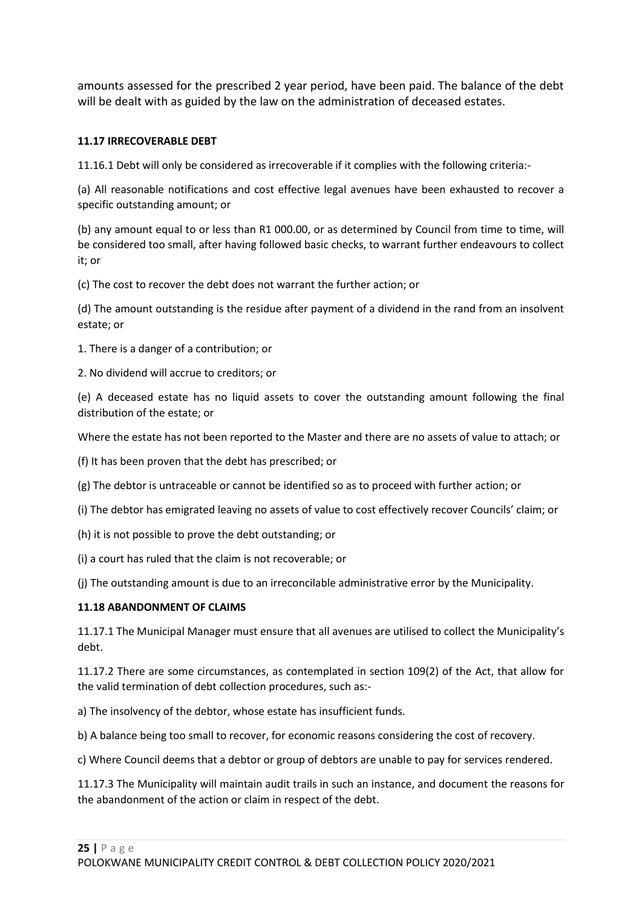amounts assessed for the prescribed 2 year period, have been paid. The balance of the debt will be dealt with as guided by the law on the administration of deceased estates.

### 11.17 IRRECOVERABLE DEBT

11.16.1 Debt will only be considered as irrecoverable if it complies with the following criteria:-

(a) All reasonable notifications and cost effective legal avenues have been exhausted to recover a specific outstanding amount; or

(b) any amount equal to or less than R1 000.00, or as determined by Council from time to time, will be considered too small, after having followed basic checks, to warrant further endeavours to collect it; or

(c) The cost to recover the debt does not warrant the further action; or

(d) The amount outstanding is the residue after payment of a dividend in the rand from an insolvent estate; or

1. There is a danger of a contribution; or

2. No dividend will accrue to creditors; or

(e) A deceased estate has no liquid assets to cover the outstanding amount following the final distribution of the estate; or

Where the estate has not been reported to the Master and there are no assets of value to attach; or

(f) It has been proven that the debt has prescribed; or

(g) The debtor is untraceable or cannot be identified so as to proceed with further action; or

(i) The debtor has emigrated leaving no assets of value to cost effectively recover Councils' claim; or

(h) it is not possible to prove the debt outstanding; or

(i) a court has ruled that the claim is not recoverable; or

(j) The outstanding amount is due to an irreconcilable administrative error by the Municipality.

### 11.18 ABANDONMENT OF CLAIMS

11.17.1 The Municipal Manager must ensure that all avenues are utilised to collect the Municipality's debt.

11.17.2 There are some circumstances, as contemplated in section 109(2) of the Act, that allow for the valid termination of debt collection procedures, such as:-

a) The insolvency of the debtor, whose estate has insufficient funds.

b) A balance being too small to recover, for economic reasons considering the cost of recovery.

c) Where Council deems that a debtor or group of debtors are unable to pay for services rendered.

11.17.3 The Municipality will maintain audit trails in such an instance, and document the reasons for the abandonment of the action or claim in respect of the debt.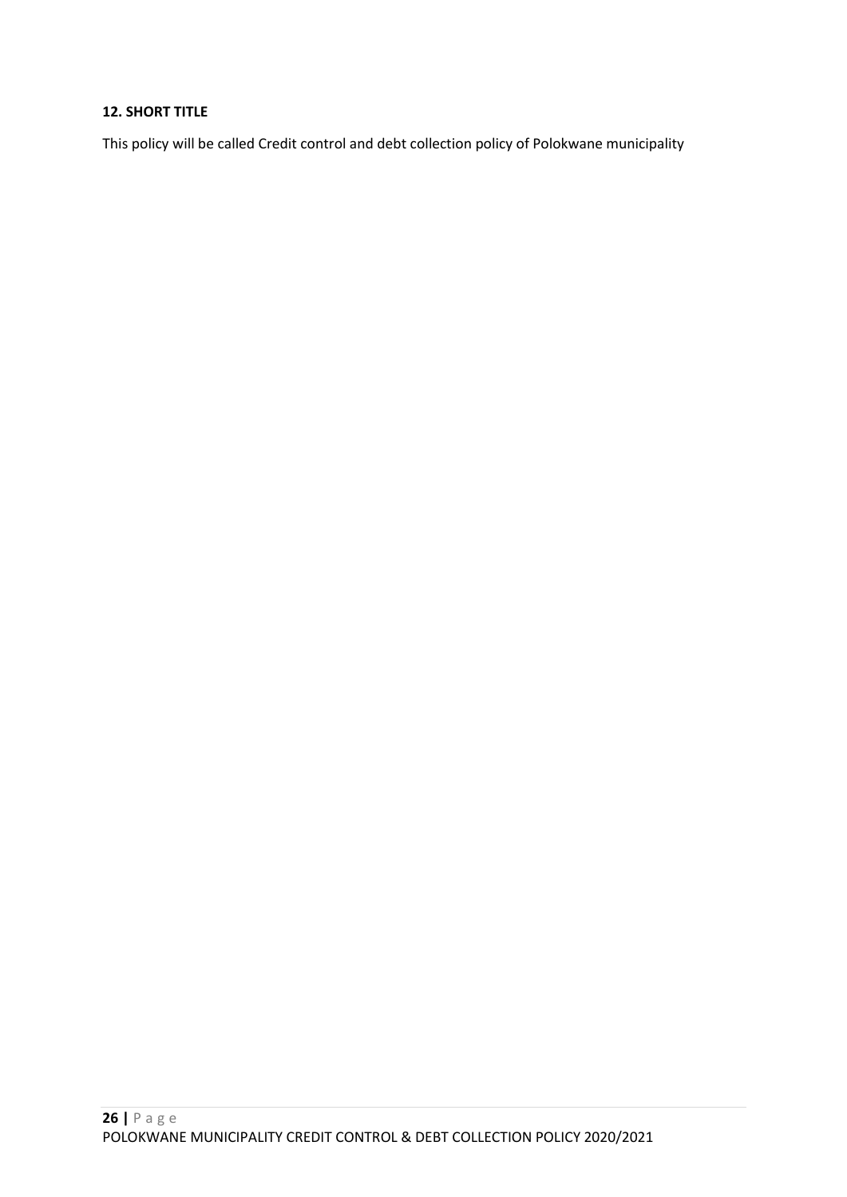**12. SHORT TITLE**

This policy will be called Credit control and debt collection policy of Polokwane municipality